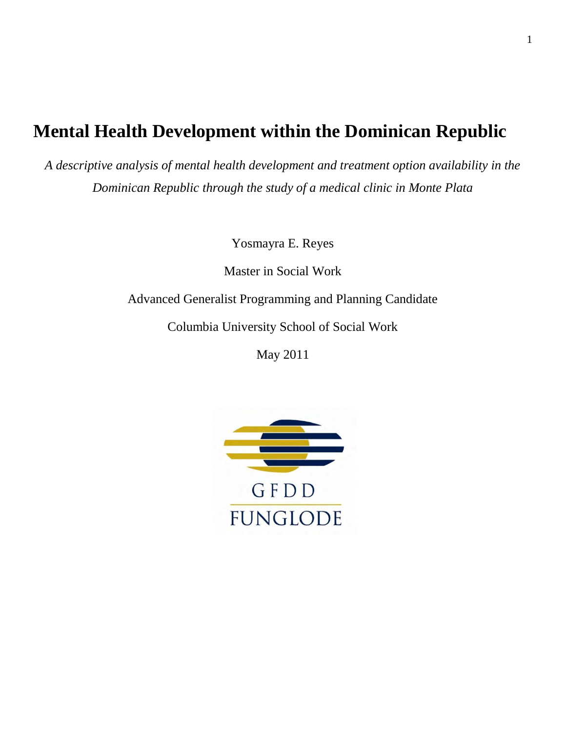# Mental Health Development within the Dominican Republic

*A descriptive analysis of mental health development and treatment option availability in the Dominican Republic through the study of a medical clinic in Monte Plata*

Yosmayra E. Reyes

Master in Social Work

Advanced Generalist Programming and Planning Candidate

Columbia University School of Social Work

May 2011

GFDD

FUNGLODE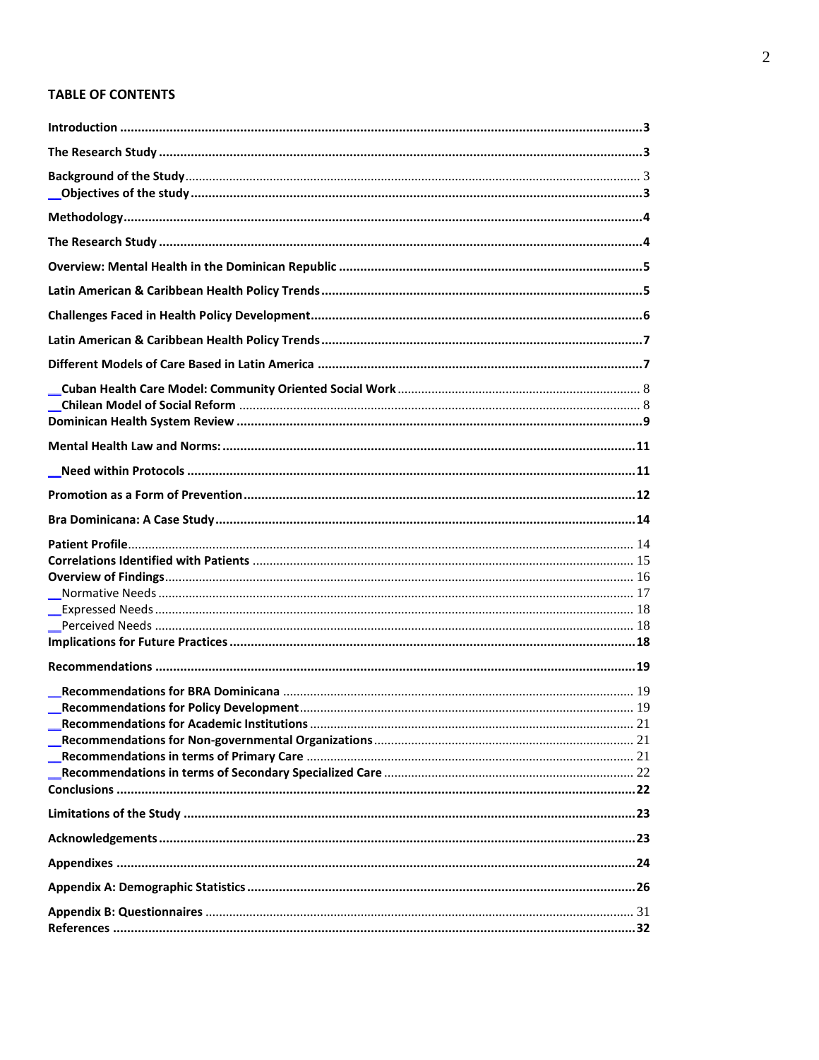## TABLE OF CONTENTS

Introduction .......... 3

The Research Study .......... 3

Background of the Study .......... 3

 Objectives of the study .......... 3

Methodology .......... 4

The Research Study .......... 4

Overview: Mental Health in the Dominican Republic .......... 5

Latin American & Caribbean Health Policy Trends .......... 5

Challenges Faced in Health Policy Development .......... 6

Latin American & Caribbean Health Policy Trends .......... 7

Different Models of Care Based in Latin America .......... 7

 Cuban Health Care Model: Community Oriented Social Work .......... 8

 Chilean Model of Social Reform .......... 8

Dominican Health System Review .......... 9

Mental Health Law and Norms: .......... 11

 Need within Protocols .......... 11

Promotion as a Form of Prevention .......... 12

Bra Dominicana: A Case Study .......... 14

Patient Profile .......... 14

Correlations Identified with Patients .......... 15

Overview of Findings .......... 16

 Normative Needs .......... 17

 Expressed Needs .......... 18

 Perceived Needs .......... 18

Implications for Future Practices .......... 18

Recommendations .......... 19

 Recommendations for BRA Dominicana .......... 19

 Recommendations for Policy Development .......... 19

 Recommendations for Academic Institutions .......... 21

 Recommendations for Non-governmental Organizations .......... 21

 Recommendations in terms of Primary Care .......... 21

 Recommendations in terms of Secondary Specialized Care .......... 22

Conclusions .......... 22

Limitations of the Study .......... 23

Acknowledgements .......... 23

Appendixes .......... 24

Appendix A: Demographic Statistics .......... 26

Appendix B: Questionnaires .......... 31

References .......... 32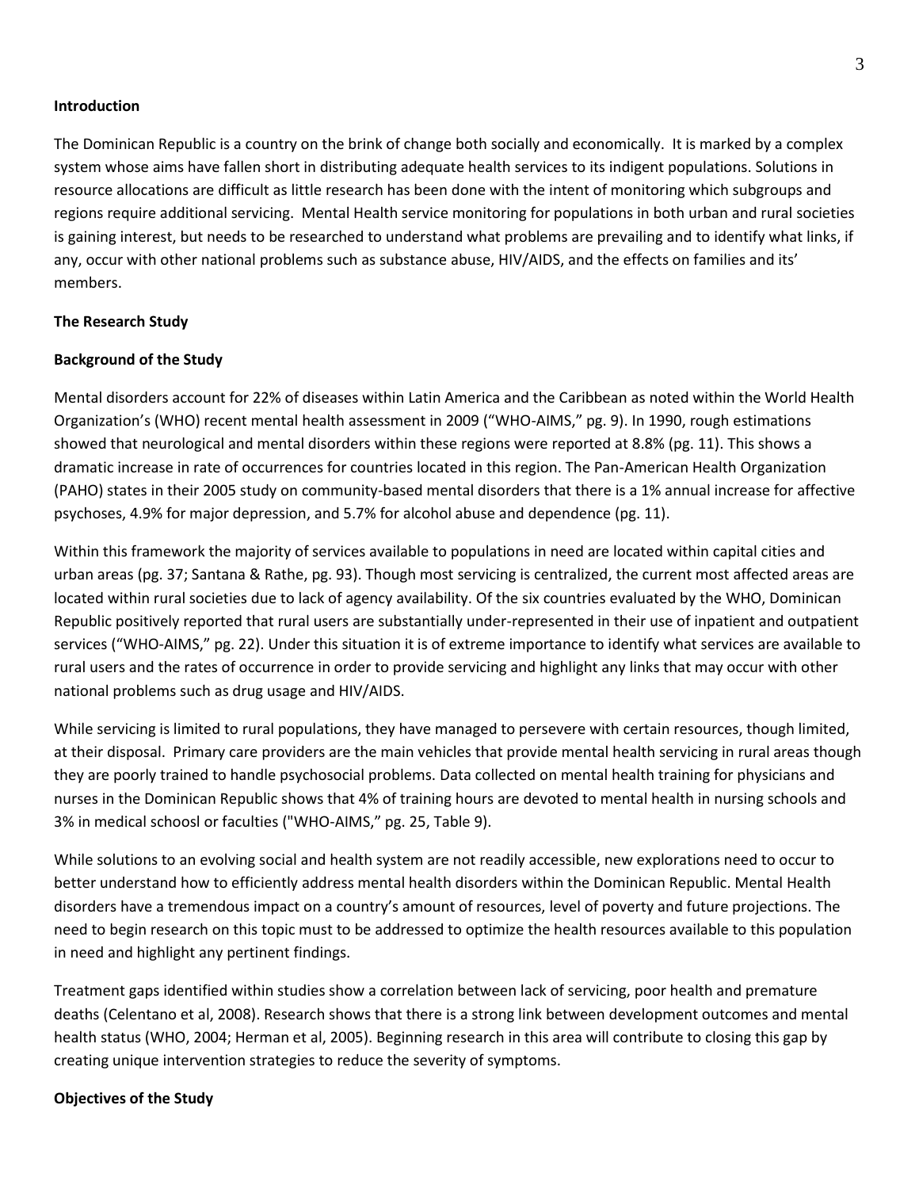**Introduction**

The Dominican Republic is a country on the brink of change both socially and economically. It is marked by a complex system whose aims have fallen short in distributing adequate health services to its indigent populations. Solutions in resource allocations are difficult as little research has been done with the intent of monitoring which subgroups and regions require additional servicing. Mental Health service monitoring for populations in both urban and rural societies is gaining interest, but needs to be researched to understand what problems are prevailing and to identify what links, if any, occur with other national problems such as substance abuse, HIV/AIDS, and the effects on families and its' members.

**The Research Study**

**Background of the Study**

Mental disorders account for 22% of diseases within Latin America and the Caribbean as noted within the World Health Organization's (WHO) recent mental health assessment in 2009 ("WHO-AIMS," pg. 9). In 1990, rough estimations showed that neurological and mental disorders within these regions were reported at 8.8% (pg. 11). This shows a dramatic increase in rate of occurrences for countries located in this region. The Pan-American Health Organization (PAHO) states in their 2005 study on community-based mental disorders that there is a 1% annual increase for affective psychoses, 4.9% for major depression, and 5.7% for alcohol abuse and dependence (pg. 11).

Within this framework the majority of services available to populations in need are located within capital cities and urban areas (pg. 37; Santana & Rathe, pg. 93). Though most servicing is centralized, the current most affected areas are located within rural societies due to lack of agency availability. Of the six countries evaluated by the WHO, Dominican Republic positively reported that rural users are substantially under-represented in their use of inpatient and outpatient services ("WHO-AIMS," pg. 22). Under this situation it is of extreme importance to identify what services are available to rural users and the rates of occurrence in order to provide servicing and highlight any links that may occur with other national problems such as drug usage and HIV/AIDS.

While servicing is limited to rural populations, they have managed to persevere with certain resources, though limited, at their disposal. Primary care providers are the main vehicles that provide mental health servicing in rural areas though they are poorly trained to handle psychosocial problems. Data collected on mental health training for physicians and nurses in the Dominican Republic shows that 4% of training hours are devoted to mental health in nursing schools and 3% in medical schoosl or faculties ("WHO-AIMS," pg. 25, Table 9).

While solutions to an evolving social and health system are not readily accessible, new explorations need to occur to better understand how to efficiently address mental health disorders within the Dominican Republic. Mental Health disorders have a tremendous impact on a country's amount of resources, level of poverty and future projections. The need to begin research on this topic must to be addressed to optimize the health resources available to this population in need and highlight any pertinent findings.

Treatment gaps identified within studies show a correlation between lack of servicing, poor health and premature deaths (Celentano et al, 2008). Research shows that there is a strong link between development outcomes and mental health status (WHO, 2004; Herman et al, 2005). Beginning research in this area will contribute to closing this gap by creating unique intervention strategies to reduce the severity of symptoms.

**Objectives of the Study**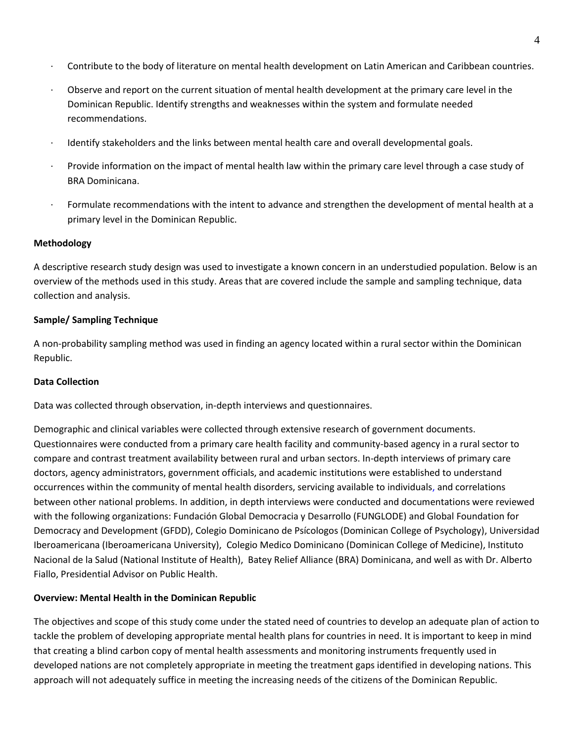- Contribute to the body of literature on mental health development on Latin American and Caribbean countries.
- Observe and report on the current situation of mental health development at the primary care level in the Dominican Republic. Identify strengths and weaknesses within the system and formulate needed recommendations.
- Identify stakeholders and the links between mental health care and overall developmental goals.
- Provide information on the impact of mental health law within the primary care level through a case study of BRA Dominicana.
- Formulate recommendations with the intent to advance and strengthen the development of mental health at a primary level in the Dominican Republic.

**Methodology**

A descriptive research study design was used to investigate a known concern in an understudied population. Below is an overview of the methods used in this study. Areas that are covered include the sample and sampling technique, data collection and analysis.

**Sample/ Sampling Technique**

A non-probability sampling method was used in finding an agency located within a rural sector within the Dominican Republic.

**Data Collection**

Data was collected through observation, in-depth interviews and questionnaires.

Demographic and clinical variables were collected through extensive research of government documents. Questionnaires were conducted from a primary care health facility and community-based agency in a rural sector to compare and contrast treatment availability between rural and urban sectors. In-depth interviews of primary care doctors, agency administrators, government officials, and academic institutions were established to understand occurrences within the community of mental health disorders, servicing available to individuals, and correlations between other national problems. In addition, in depth interviews were conducted and documentations were reviewed with the following organizations: Fundación Global Democracia y Desarrollo (FUNGLODE) and Global Foundation for Democracy and Development (GFDD), Colegio Dominicano de Psícologos (Dominican College of Psychology), Universidad Iberoamericana (Iberoamericana University), Colegio Medico Dominicano (Dominican College of Medicine), Instituto Nacional de la Salud (National Institute of Health), Batey Relief Alliance (BRA) Dominicana, and well as with Dr. Alberto Fiallo, Presidential Advisor on Public Health.

**Overview: Mental Health in the Dominican Republic**

The objectives and scope of this study come under the stated need of countries to develop an adequate plan of action to tackle the problem of developing appropriate mental health plans for countries in need. It is important to keep in mind that creating a blind carbon copy of mental health assessments and monitoring instruments frequently used in developed nations are not completely appropriate in meeting the treatment gaps identified in developing nations. This approach will not adequately suffice in meeting the increasing needs of the citizens of the Dominican Republic.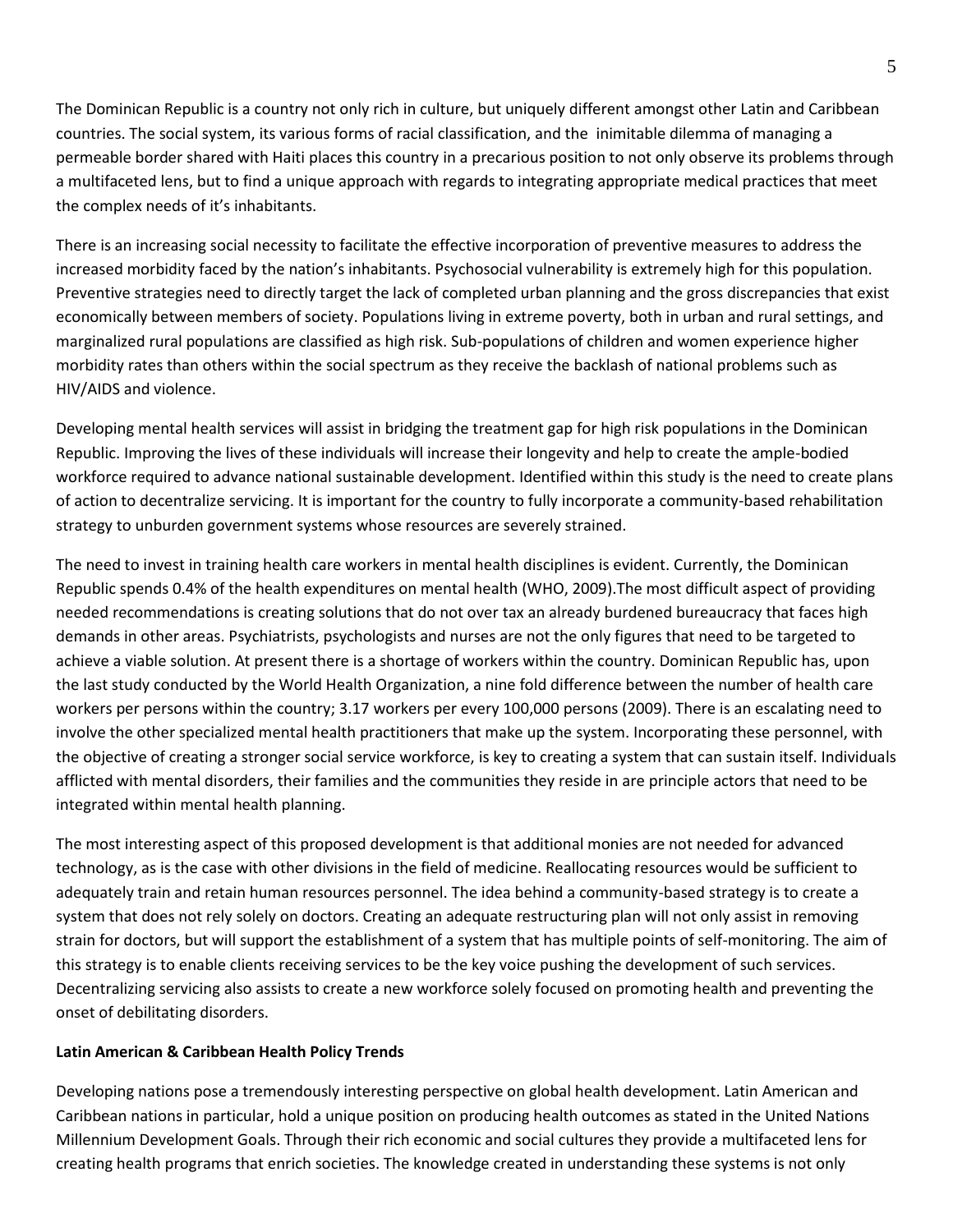The Dominican Republic is a country not only rich in culture, but uniquely different amongst other Latin and Caribbean countries. The social system, its various forms of racial classification, and the inimitable dilemma of managing a permeable border shared with Haiti places this country in a precarious position to not only observe its problems through a multifaceted lens, but to find a unique approach with regards to integrating appropriate medical practices that meet the complex needs of it's inhabitants.

There is an increasing social necessity to facilitate the effective incorporation of preventive measures to address the increased morbidity faced by the nation's inhabitants. Psychosocial vulnerability is extremely high for this population. Preventive strategies need to directly target the lack of completed urban planning and the gross discrepancies that exist economically between members of society. Populations living in extreme poverty, both in urban and rural settings, and marginalized rural populations are classified as high risk. Sub-populations of children and women experience higher morbidity rates than others within the social spectrum as they receive the backlash of national problems such as HIV/AIDS and violence.

Developing mental health services will assist in bridging the treatment gap for high risk populations in the Dominican Republic. Improving the lives of these individuals will increase their longevity and help to create the ample-bodied workforce required to advance national sustainable development. Identified within this study is the need to create plans of action to decentralize servicing. It is important for the country to fully incorporate a community-based rehabilitation strategy to unburden government systems whose resources are severely strained.

The need to invest in training health care workers in mental health disciplines is evident. Currently, the Dominican Republic spends 0.4% of the health expenditures on mental health (WHO, 2009).The most difficult aspect of providing needed recommendations is creating solutions that do not over tax an already burdened bureaucracy that faces high demands in other areas. Psychiatrists, psychologists and nurses are not the only figures that need to be targeted to achieve a viable solution. At present there is a shortage of workers within the country. Dominican Republic has, upon the last study conducted by the World Health Organization, a nine fold difference between the number of health care workers per persons within the country; 3.17 workers per every 100,000 persons (2009). There is an escalating need to involve the other specialized mental health practitioners that make up the system. Incorporating these personnel, with the objective of creating a stronger social service workforce, is key to creating a system that can sustain itself. Individuals afflicted with mental disorders, their families and the communities they reside in are principle actors that need to be integrated within mental health planning.

The most interesting aspect of this proposed development is that additional monies are not needed for advanced technology, as is the case with other divisions in the field of medicine. Reallocating resources would be sufficient to adequately train and retain human resources personnel. The idea behind a community-based strategy is to create a system that does not rely solely on doctors. Creating an adequate restructuring plan will not only assist in removing strain for doctors, but will support the establishment of a system that has multiple points of self-monitoring. The aim of this strategy is to enable clients receiving services to be the key voice pushing the development of such services. Decentralizing servicing also assists to create a new workforce solely focused on promoting health and preventing the onset of debilitating disorders.

**Latin American & Caribbean Health Policy Trends**

Developing nations pose a tremendously interesting perspective on global health development. Latin American and Caribbean nations in particular, hold a unique position on producing health outcomes as stated in the United Nations Millennium Development Goals. Through their rich economic and social cultures they provide a multifaceted lens for creating health programs that enrich societies. The knowledge created in understanding these systems is not only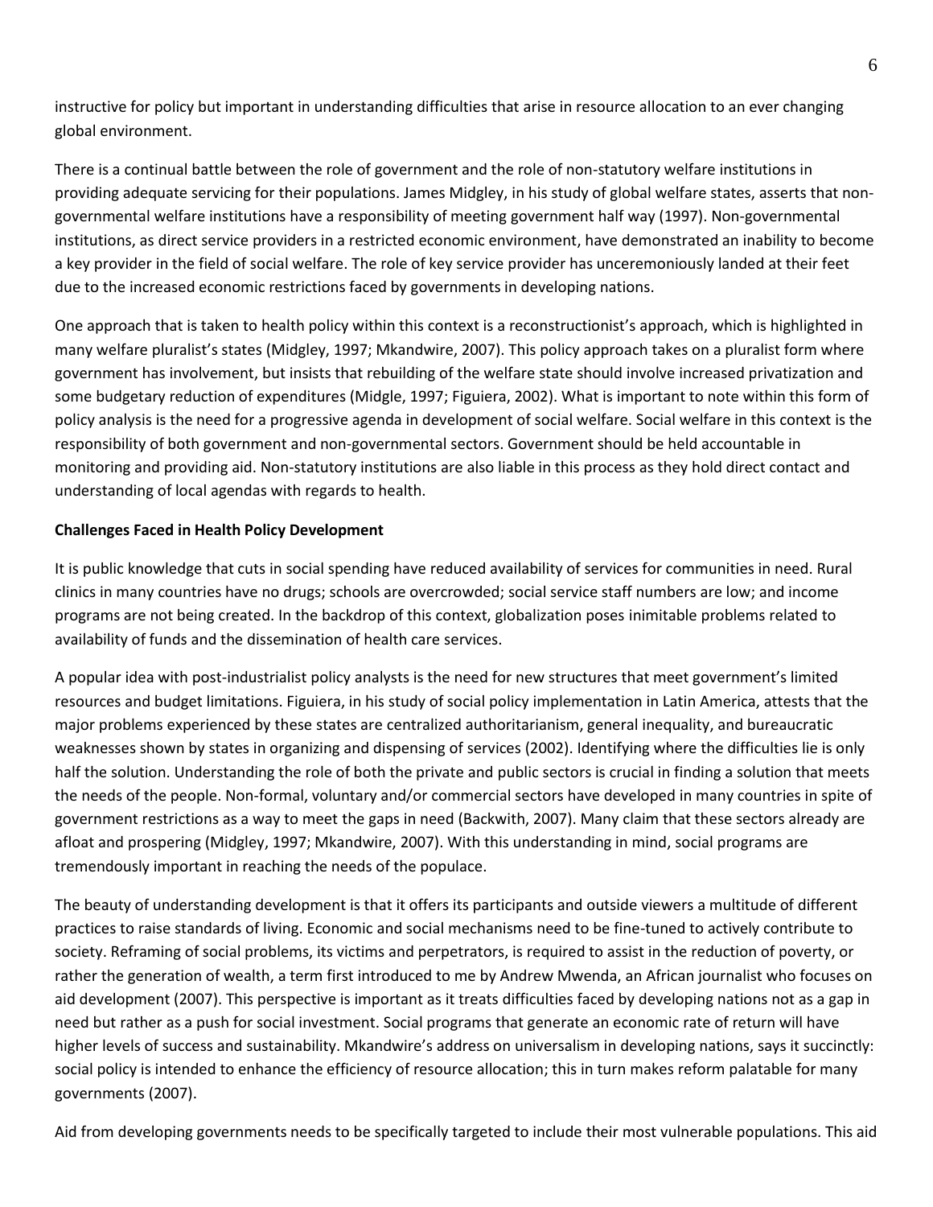instructive for policy but important in understanding difficulties that arise in resource allocation to an ever changing global environment.

There is a continual battle between the role of government and the role of non-statutory welfare institutions in providing adequate servicing for their populations. James Midgley, in his study of global welfare states, asserts that non-governmental welfare institutions have a responsibility of meeting government half way (1997). Non-governmental institutions, as direct service providers in a restricted economic environment, have demonstrated an inability to become a key provider in the field of social welfare. The role of key service provider has unceremoniously landed at their feet due to the increased economic restrictions faced by governments in developing nations.

One approach that is taken to health policy within this context is a reconstructionist's approach, which is highlighted in many welfare pluralist's states (Midgley, 1997; Mkandwire, 2007). This policy approach takes on a pluralist form where government has involvement, but insists that rebuilding of the welfare state should involve increased privatization and some budgetary reduction of expenditures (Midgle, 1997; Figuiera, 2002). What is important to note within this form of policy analysis is the need for a progressive agenda in development of social welfare. Social welfare in this context is the responsibility of both government and non-governmental sectors. Government should be held accountable in monitoring and providing aid. Non-statutory institutions are also liable in this process as they hold direct contact and understanding of local agendas with regards to health.

**Challenges Faced in Health Policy Development**

It is public knowledge that cuts in social spending have reduced availability of services for communities in need. Rural clinics in many countries have no drugs; schools are overcrowded; social service staff numbers are low; and income programs are not being created. In the backdrop of this context, globalization poses inimitable problems related to availability of funds and the dissemination of health care services.

A popular idea with post-industrialist policy analysts is the need for new structures that meet government's limited resources and budget limitations. Figuiera, in his study of social policy implementation in Latin America, attests that the major problems experienced by these states are centralized authoritarianism, general inequality, and bureaucratic weaknesses shown by states in organizing and dispensing of services (2002). Identifying where the difficulties lie is only half the solution. Understanding the role of both the private and public sectors is crucial in finding a solution that meets the needs of the people. Non-formal, voluntary and/or commercial sectors have developed in many countries in spite of government restrictions as a way to meet the gaps in need (Backwith, 2007). Many claim that these sectors already are afloat and prospering (Midgley, 1997; Mkandwire, 2007). With this understanding in mind, social programs are tremendously important in reaching the needs of the populace.

The beauty of understanding development is that it offers its participants and outside viewers a multitude of different practices to raise standards of living. Economic and social mechanisms need to be fine-tuned to actively contribute to society. Reframing of social problems, its victims and perpetrators, is required to assist in the reduction of poverty, or rather the generation of wealth, a term first introduced to me by Andrew Mwenda, an African journalist who focuses on aid development (2007). This perspective is important as it treats difficulties faced by developing nations not as a gap in need but rather as a push for social investment. Social programs that generate an economic rate of return will have higher levels of success and sustainability. Mkandwire's address on universalism in developing nations, says it succinctly: social policy is intended to enhance the efficiency of resource allocation; this in turn makes reform palatable for many governments (2007).

Aid from developing governments needs to be specifically targeted to include their most vulnerable populations. This aid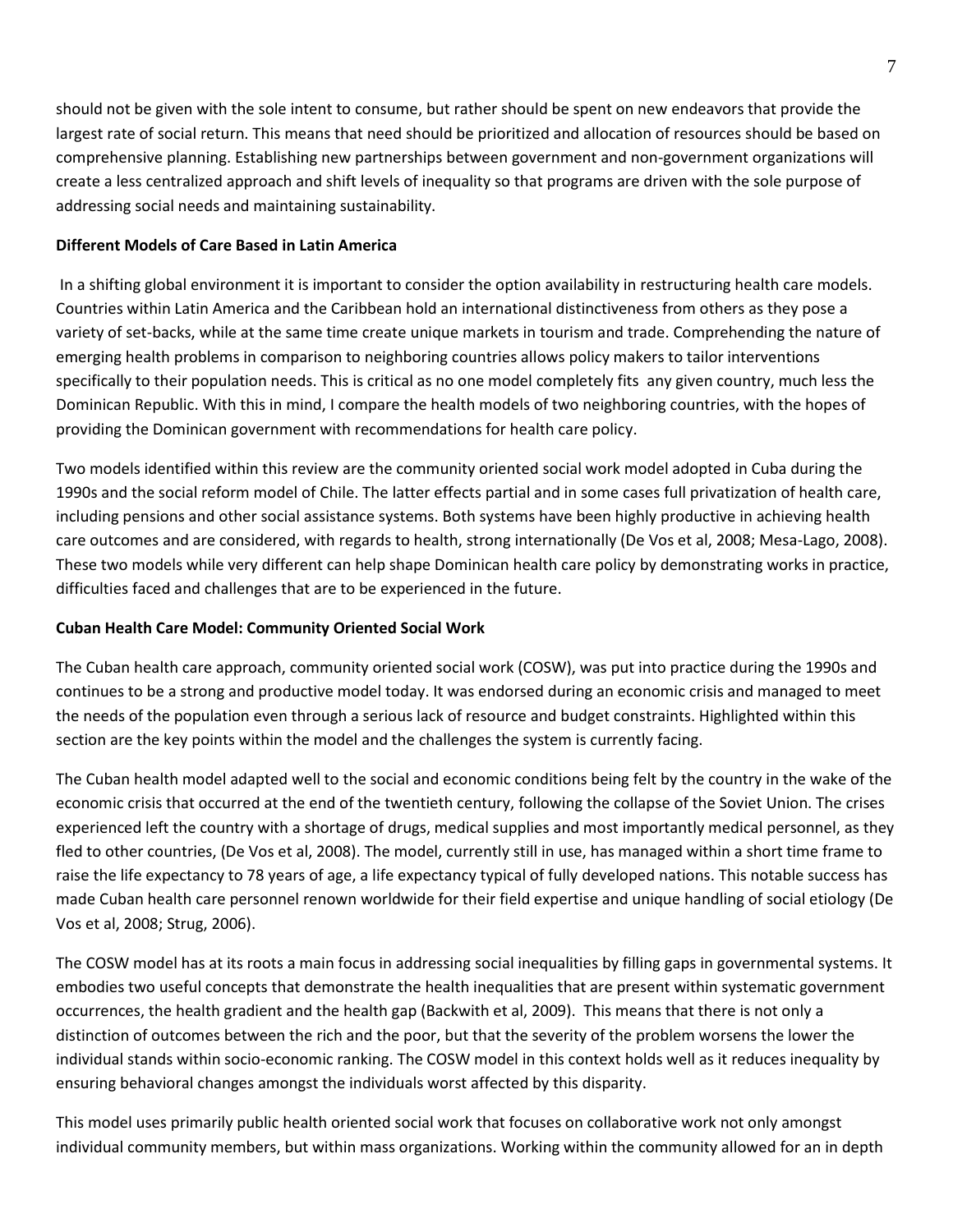should not be given with the sole intent to consume, but rather should be spent on new endeavors that provide the largest rate of social return. This means that need should be prioritized and allocation of resources should be based on comprehensive planning. Establishing new partnerships between government and non-government organizations will create a less centralized approach and shift levels of inequality so that programs are driven with the sole purpose of addressing social needs and maintaining sustainability.

**Different Models of Care Based in Latin America**

In a shifting global environment it is important to consider the option availability in restructuring health care models. Countries within Latin America and the Caribbean hold an international distinctiveness from others as they pose a variety of set-backs, while at the same time create unique markets in tourism and trade. Comprehending the nature of emerging health problems in comparison to neighboring countries allows policy makers to tailor interventions specifically to their population needs. This is critical as no one model completely fits any given country, much less the Dominican Republic. With this in mind, I compare the health models of two neighboring countries, with the hopes of providing the Dominican government with recommendations for health care policy.

Two models identified within this review are the community oriented social work model adopted in Cuba during the 1990s and the social reform model of Chile. The latter effects partial and in some cases full privatization of health care, including pensions and other social assistance systems. Both systems have been highly productive in achieving health care outcomes and are considered, with regards to health, strong internationally (De Vos et al, 2008; Mesa-Lago, 2008). These two models while very different can help shape Dominican health care policy by demonstrating works in practice, difficulties faced and challenges that are to be experienced in the future.

**Cuban Health Care Model: Community Oriented Social Work**

The Cuban health care approach, community oriented social work (COSW), was put into practice during the 1990s and continues to be a strong and productive model today. It was endorsed during an economic crisis and managed to meet the needs of the population even through a serious lack of resource and budget constraints. Highlighted within this section are the key points within the model and the challenges the system is currently facing.

The Cuban health model adapted well to the social and economic conditions being felt by the country in the wake of the economic crisis that occurred at the end of the twentieth century, following the collapse of the Soviet Union. The crises experienced left the country with a shortage of drugs, medical supplies and most importantly medical personnel, as they fled to other countries, (De Vos et al, 2008). The model, currently still in use, has managed within a short time frame to raise the life expectancy to 78 years of age, a life expectancy typical of fully developed nations. This notable success has made Cuban health care personnel renown worldwide for their field expertise and unique handling of social etiology (De Vos et al, 2008; Strug, 2006).

The COSW model has at its roots a main focus in addressing social inequalities by filling gaps in governmental systems. It embodies two useful concepts that demonstrate the health inequalities that are present within systematic government occurrences, the health gradient and the health gap (Backwith et al, 2009). This means that there is not only a distinction of outcomes between the rich and the poor, but that the severity of the problem worsens the lower the individual stands within socio-economic ranking. The COSW model in this context holds well as it reduces inequality by ensuring behavioral changes amongst the individuals worst affected by this disparity.

This model uses primarily public health oriented social work that focuses on collaborative work not only amongst individual community members, but within mass organizations. Working within the community allowed for an in depth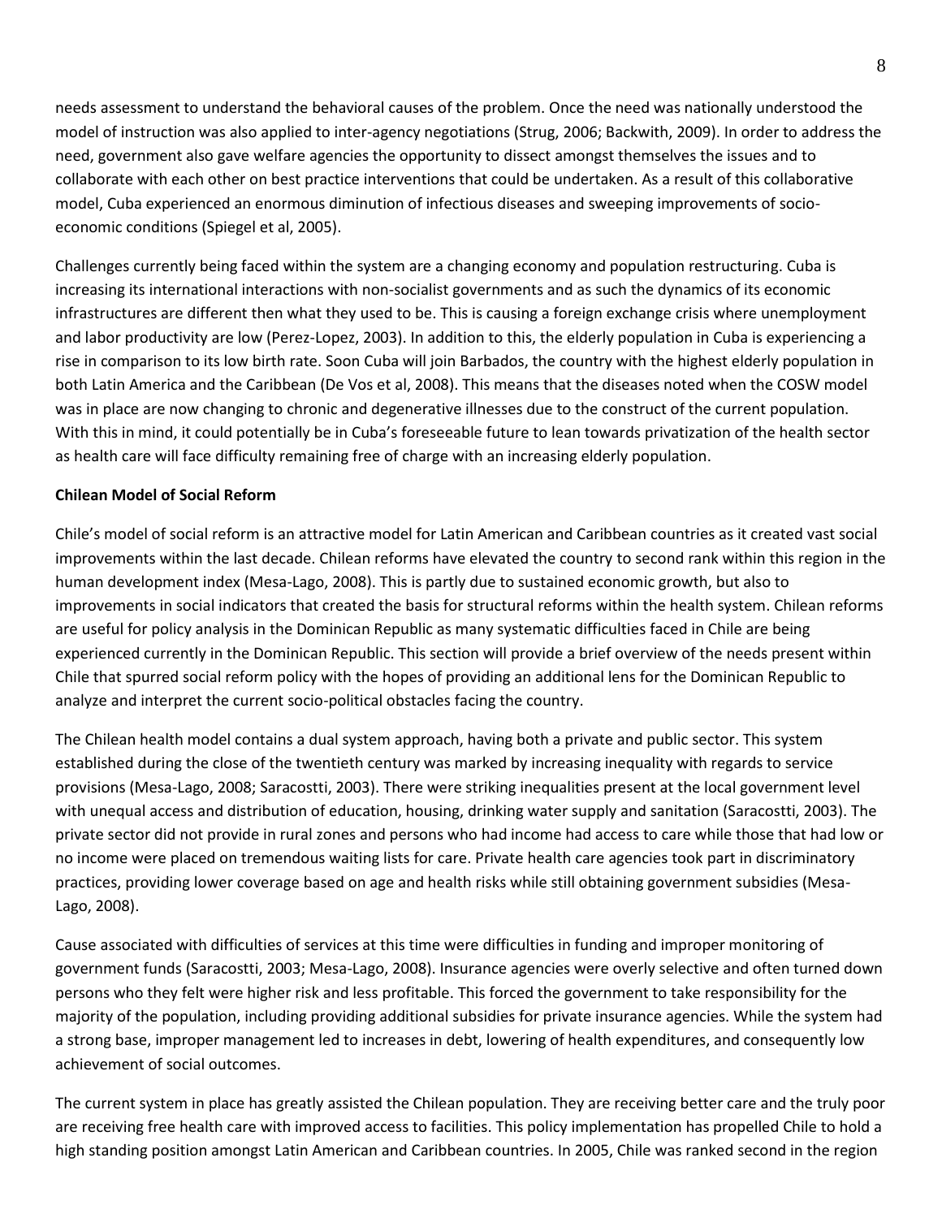needs assessment to understand the behavioral causes of the problem. Once the need was nationally understood the model of instruction was also applied to inter-agency negotiations (Strug, 2006; Backwith, 2009). In order to address the need, government also gave welfare agencies the opportunity to dissect amongst themselves the issues and to collaborate with each other on best practice interventions that could be undertaken. As a result of this collaborative model, Cuba experienced an enormous diminution of infectious diseases and sweeping improvements of socio-economic conditions (Spiegel et al, 2005).

Challenges currently being faced within the system are a changing economy and population restructuring. Cuba is increasing its international interactions with non-socialist governments and as such the dynamics of its economic infrastructures are different then what they used to be. This is causing a foreign exchange crisis where unemployment and labor productivity are low (Perez-Lopez, 2003). In addition to this, the elderly population in Cuba is experiencing a rise in comparison to its low birth rate. Soon Cuba will join Barbados, the country with the highest elderly population in both Latin America and the Caribbean (De Vos et al, 2008). This means that the diseases noted when the COSW model was in place are now changing to chronic and degenerative illnesses due to the construct of the current population. With this in mind, it could potentially be in Cuba's foreseeable future to lean towards privatization of the health sector as health care will face difficulty remaining free of charge with an increasing elderly population.

**Chilean Model of Social Reform**

Chile's model of social reform is an attractive model for Latin American and Caribbean countries as it created vast social improvements within the last decade. Chilean reforms have elevated the country to second rank within this region in the human development index (Mesa-Lago, 2008). This is partly due to sustained economic growth, but also to improvements in social indicators that created the basis for structural reforms within the health system. Chilean reforms are useful for policy analysis in the Dominican Republic as many systematic difficulties faced in Chile are being experienced currently in the Dominican Republic. This section will provide a brief overview of the needs present within Chile that spurred social reform policy with the hopes of providing an additional lens for the Dominican Republic to analyze and interpret the current socio-political obstacles facing the country.

The Chilean health model contains a dual system approach, having both a private and public sector. This system established during the close of the twentieth century was marked by increasing inequality with regards to service provisions (Mesa-Lago, 2008; Saracostti, 2003). There were striking inequalities present at the local government level with unequal access and distribution of education, housing, drinking water supply and sanitation (Saracostti, 2003). The private sector did not provide in rural zones and persons who had income had access to care while those that had low or no income were placed on tremendous waiting lists for care. Private health care agencies took part in discriminatory practices, providing lower coverage based on age and health risks while still obtaining government subsidies (Mesa-Lago, 2008).

Cause associated with difficulties of services at this time were difficulties in funding and improper monitoring of government funds (Saracostti, 2003; Mesa-Lago, 2008). Insurance agencies were overly selective and often turned down persons who they felt were higher risk and less profitable. This forced the government to take responsibility for the majority of the population, including providing additional subsidies for private insurance agencies. While the system had a strong base, improper management led to increases in debt, lowering of health expenditures, and consequently low achievement of social outcomes.

The current system in place has greatly assisted the Chilean population. They are receiving better care and the truly poor are receiving free health care with improved access to facilities. This policy implementation has propelled Chile to hold a high standing position amongst Latin American and Caribbean countries. In 2005, Chile was ranked second in the region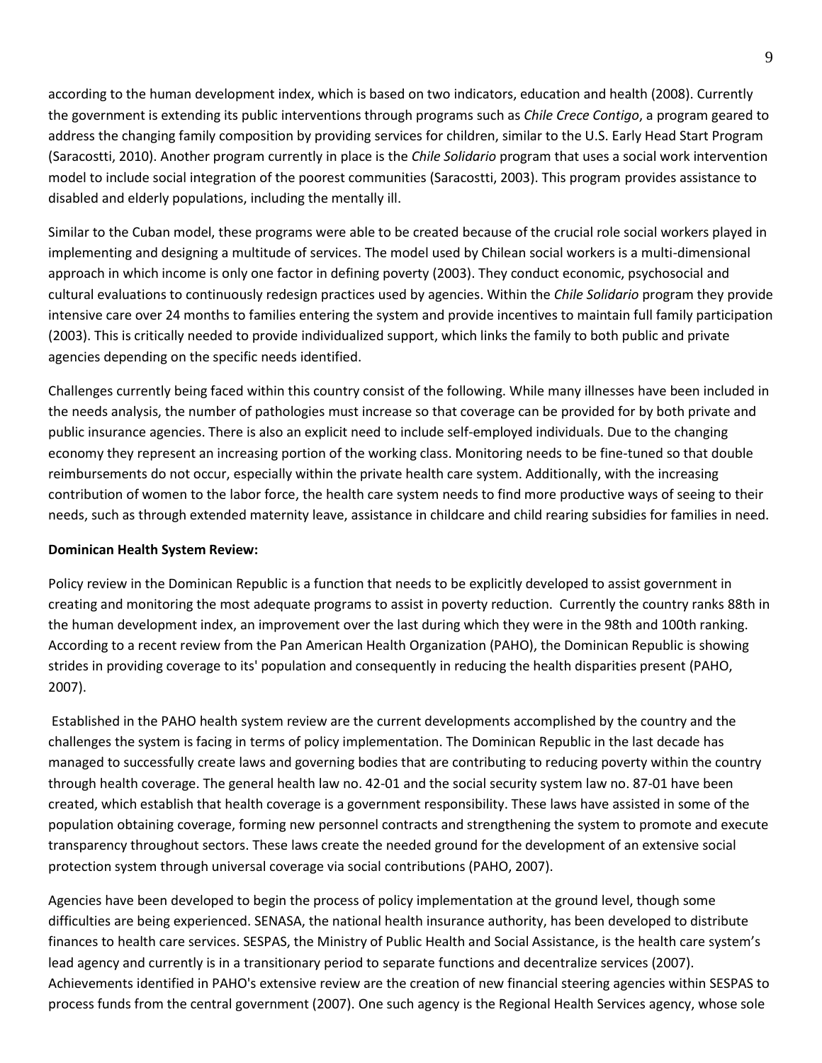according to the human development index, which is based on two indicators, education and health (2008). Currently the government is extending its public interventions through programs such as *Chile Crece Contigo*, a program geared to address the changing family composition by providing services for children, similar to the U.S. Early Head Start Program (Saracostti, 2010). Another program currently in place is the *Chile Solidario* program that uses a social work intervention model to include social integration of the poorest communities (Saracostti, 2003). This program provides assistance to disabled and elderly populations, including the mentally ill.

Similar to the Cuban model, these programs were able to be created because of the crucial role social workers played in implementing and designing a multitude of services. The model used by Chilean social workers is a multi-dimensional approach in which income is only one factor in defining poverty (2003). They conduct economic, psychosocial and cultural evaluations to continuously redesign practices used by agencies. Within the *Chile Solidario* program they provide intensive care over 24 months to families entering the system and provide incentives to maintain full family participation (2003). This is critically needed to provide individualized support, which links the family to both public and private agencies depending on the specific needs identified.

Challenges currently being faced within this country consist of the following. While many illnesses have been included in the needs analysis, the number of pathologies must increase so that coverage can be provided for by both private and public insurance agencies. There is also an explicit need to include self-employed individuals. Due to the changing economy they represent an increasing portion of the working class. Monitoring needs to be fine-tuned so that double reimbursements do not occur, especially within the private health care system. Additionally, with the increasing contribution of women to the labor force, the health care system needs to find more productive ways of seeing to their needs, such as through extended maternity leave, assistance in childcare and child rearing subsidies for families in need.

**Dominican Health System Review:**

Policy review in the Dominican Republic is a function that needs to be explicitly developed to assist government in creating and monitoring the most adequate programs to assist in poverty reduction. Currently the country ranks 88th in the human development index, an improvement over the last during which they were in the 98th and 100th ranking. According to a recent review from the Pan American Health Organization (PAHO), the Dominican Republic is showing strides in providing coverage to its' population and consequently in reducing the health disparities present (PAHO, 2007).

Established in the PAHO health system review are the current developments accomplished by the country and the challenges the system is facing in terms of policy implementation. The Dominican Republic in the last decade has managed to successfully create laws and governing bodies that are contributing to reducing poverty within the country through health coverage. The general health law no. 42-01 and the social security system law no. 87-01 have been created, which establish that health coverage is a government responsibility. These laws have assisted in some of the population obtaining coverage, forming new personnel contracts and strengthening the system to promote and execute transparency throughout sectors. These laws create the needed ground for the development of an extensive social protection system through universal coverage via social contributions (PAHO, 2007).

Agencies have been developed to begin the process of policy implementation at the ground level, though some difficulties are being experienced. SENASA, the national health insurance authority, has been developed to distribute finances to health care services. SESPAS, the Ministry of Public Health and Social Assistance, is the health care system's lead agency and currently is in a transitionary period to separate functions and decentralize services (2007). Achievements identified in PAHO's extensive review are the creation of new financial steering agencies within SESPAS to process funds from the central government (2007). One such agency is the Regional Health Services agency, whose sole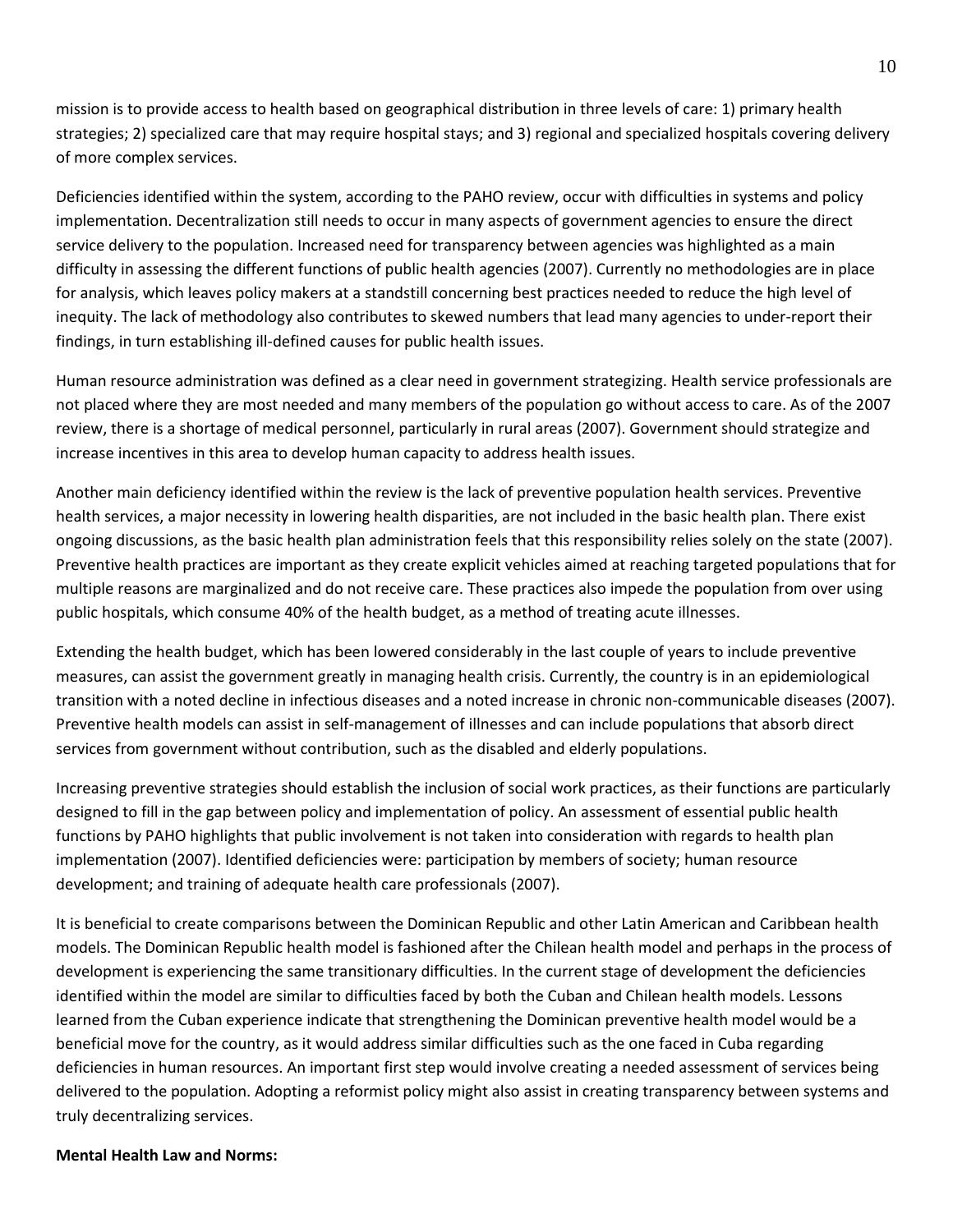mission is to provide access to health based on geographical distribution in three levels of care: 1) primary health strategies; 2) specialized care that may require hospital stays; and 3) regional and specialized hospitals covering delivery of more complex services.

Deficiencies identified within the system, according to the PAHO review, occur with difficulties in systems and policy implementation. Decentralization still needs to occur in many aspects of government agencies to ensure the direct service delivery to the population. Increased need for transparency between agencies was highlighted as a main difficulty in assessing the different functions of public health agencies (2007). Currently no methodologies are in place for analysis, which leaves policy makers at a standstill concerning best practices needed to reduce the high level of inequity. The lack of methodology also contributes to skewed numbers that lead many agencies to under-report their findings, in turn establishing ill-defined causes for public health issues.

Human resource administration was defined as a clear need in government strategizing. Health service professionals are not placed where they are most needed and many members of the population go without access to care. As of the 2007 review, there is a shortage of medical personnel, particularly in rural areas (2007). Government should strategize and increase incentives in this area to develop human capacity to address health issues.

Another main deficiency identified within the review is the lack of preventive population health services. Preventive health services, a major necessity in lowering health disparities, are not included in the basic health plan. There exist ongoing discussions, as the basic health plan administration feels that this responsibility relies solely on the state (2007). Preventive health practices are important as they create explicit vehicles aimed at reaching targeted populations that for multiple reasons are marginalized and do not receive care. These practices also impede the population from over using public hospitals, which consume 40% of the health budget, as a method of treating acute illnesses.

Extending the health budget, which has been lowered considerably in the last couple of years to include preventive measures, can assist the government greatly in managing health crisis. Currently, the country is in an epidemiological transition with a noted decline in infectious diseases and a noted increase in chronic non-communicable diseases (2007). Preventive health models can assist in self-management of illnesses and can include populations that absorb direct services from government without contribution, such as the disabled and elderly populations.

Increasing preventive strategies should establish the inclusion of social work practices, as their functions are particularly designed to fill in the gap between policy and implementation of policy. An assessment of essential public health functions by PAHO highlights that public involvement is not taken into consideration with regards to health plan implementation (2007). Identified deficiencies were: participation by members of society; human resource development; and training of adequate health care professionals (2007).

It is beneficial to create comparisons between the Dominican Republic and other Latin American and Caribbean health models. The Dominican Republic health model is fashioned after the Chilean health model and perhaps in the process of development is experiencing the same transitionary difficulties. In the current stage of development the deficiencies identified within the model are similar to difficulties faced by both the Cuban and Chilean health models. Lessons learned from the Cuban experience indicate that strengthening the Dominican preventive health model would be a beneficial move for the country, as it would address similar difficulties such as the one faced in Cuba regarding deficiencies in human resources. An important first step would involve creating a needed assessment of services being delivered to the population. Adopting a reformist policy might also assist in creating transparency between systems and truly decentralizing services.

**Mental Health Law and Norms:**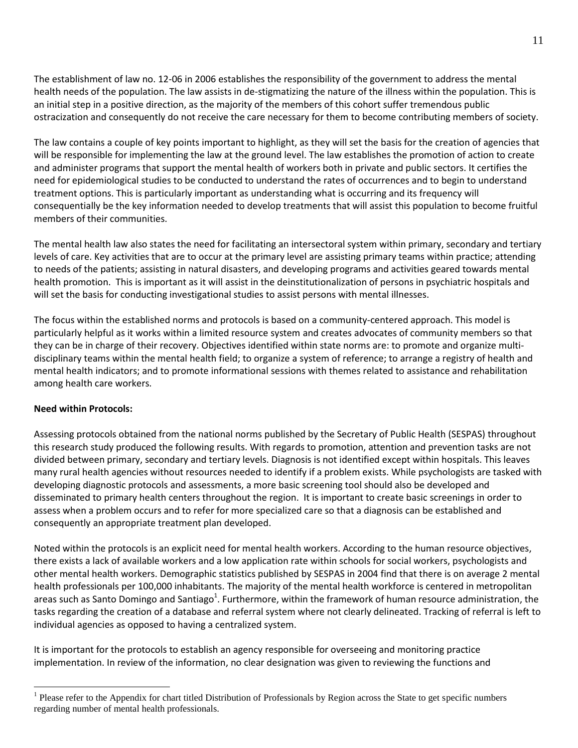The establishment of law no. 12-06 in 2006 establishes the responsibility of the government to address the mental health needs of the population. The law assists in de-stigmatizing the nature of the illness within the population. This is an initial step in a positive direction, as the majority of the members of this cohort suffer tremendous public ostracization and consequently do not receive the care necessary for them to become contributing members of society.

The law contains a couple of key points important to highlight, as they will set the basis for the creation of agencies that will be responsible for implementing the law at the ground level. The law establishes the promotion of action to create and administer programs that support the mental health of workers both in private and public sectors. It certifies the need for epidemiological studies to be conducted to understand the rates of occurrences and to begin to understand treatment options. This is particularly important as understanding what is occurring and its frequency will consequentially be the key information needed to develop treatments that will assist this population to become fruitful members of their communities.

The mental health law also states the need for facilitating an intersectoral system within primary, secondary and tertiary levels of care. Key activities that are to occur at the primary level are assisting primary teams within practice; attending to needs of the patients; assisting in natural disasters, and developing programs and activities geared towards mental health promotion. This is important as it will assist in the deinstitutionalization of persons in psychiatric hospitals and will set the basis for conducting investigational studies to assist persons with mental illnesses.

The focus within the established norms and protocols is based on a community-centered approach. This model is particularly helpful as it works within a limited resource system and creates advocates of community members so that they can be in charge of their recovery. Objectives identified within state norms are: to promote and organize multi-disciplinary teams within the mental health field; to organize a system of reference; to arrange a registry of health and mental health indicators; and to promote informational sessions with themes related to assistance and rehabilitation among health care workers.

**Need within Protocols:**

Assessing protocols obtained from the national norms published by the Secretary of Public Health (SESPAS) throughout this research study produced the following results. With regards to promotion, attention and prevention tasks are not divided between primary, secondary and tertiary levels. Diagnosis is not identified except within hospitals. This leaves many rural health agencies without resources needed to identify if a problem exists. While psychologists are tasked with developing diagnostic protocols and assessments, a more basic screening tool should also be developed and disseminated to primary health centers throughout the region. It is important to create basic screenings in order to assess when a problem occurs and to refer for more specialized care so that a diagnosis can be established and consequently an appropriate treatment plan developed.

Noted within the protocols is an explicit need for mental health workers. According to the human resource objectives, there exists a lack of available workers and a low application rate within schools for social workers, psychologists and other mental health workers. Demographic statistics published by SESPAS in 2004 find that there is on average 2 mental health professionals per 100,000 inhabitants. The majority of the mental health workforce is centered in metropolitan areas such as Santo Domingo and Santiago[1]. Furthermore, within the framework of human resource administration, the tasks regarding the creation of a database and referral system where not clearly delineated. Tracking of referral is left to individual agencies as opposed to having a centralized system.

It is important for the protocols to establish an agency responsible for overseeing and monitoring practice implementation. In review of the information, no clear designation was given to reviewing the functions and

[1] Please refer to the Appendix for chart titled Distribution of Professionals by Region across the State to get specific numbers regarding number of mental health professionals.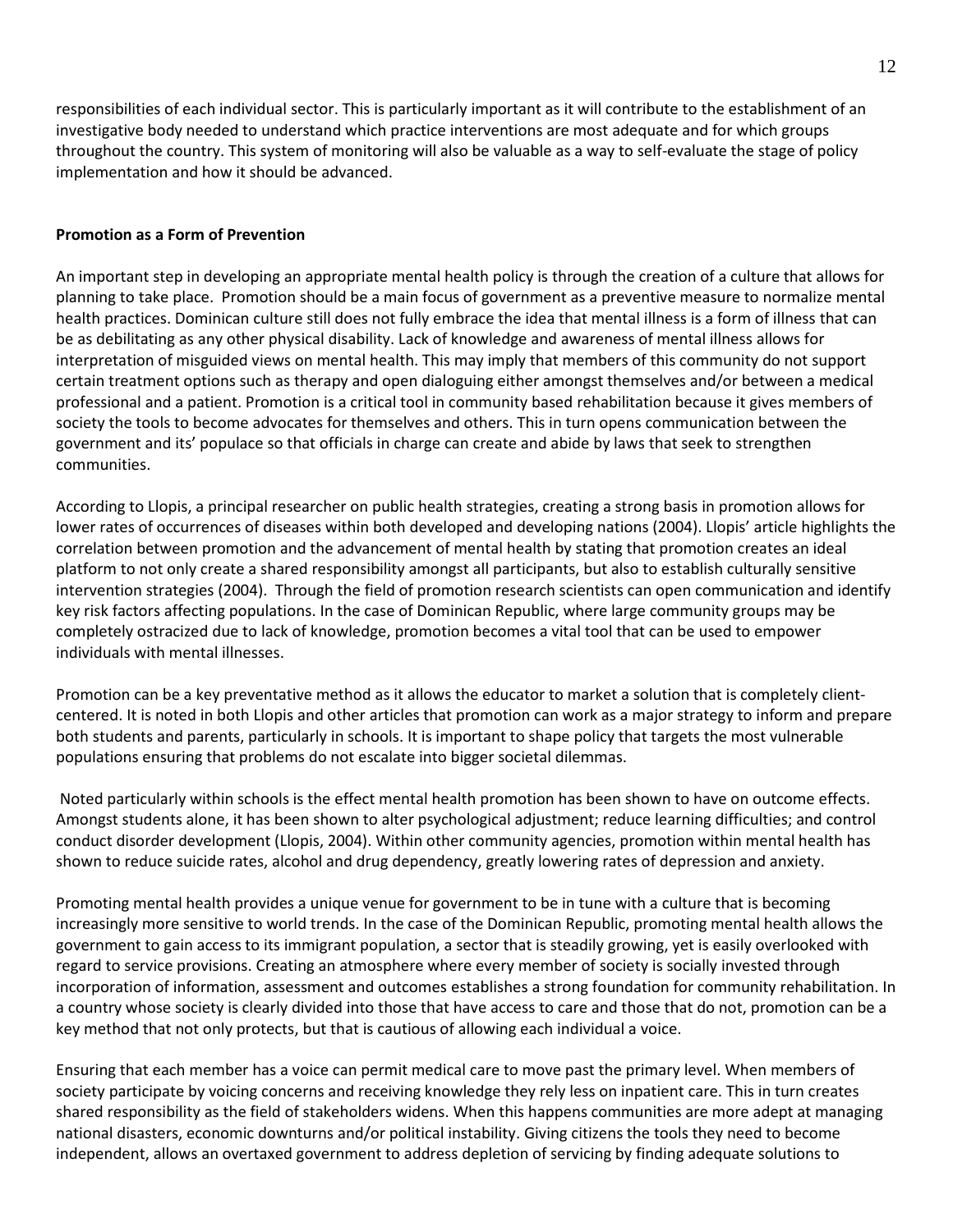responsibilities of each individual sector. This is particularly important as it will contribute to the establishment of an investigative body needed to understand which practice interventions are most adequate and for which groups throughout the country. This system of monitoring will also be valuable as a way to self-evaluate the stage of policy implementation and how it should be advanced.

**Promotion as a Form of Prevention**

An important step in developing an appropriate mental health policy is through the creation of a culture that allows for planning to take place. Promotion should be a main focus of government as a preventive measure to normalize mental health practices. Dominican culture still does not fully embrace the idea that mental illness is a form of illness that can be as debilitating as any other physical disability. Lack of knowledge and awareness of mental illness allows for interpretation of misguided views on mental health. This may imply that members of this community do not support certain treatment options such as therapy and open dialoguing either amongst themselves and/or between a medical professional and a patient. Promotion is a critical tool in community based rehabilitation because it gives members of society the tools to become advocates for themselves and others. This in turn opens communication between the government and its' populace so that officials in charge can create and abide by laws that seek to strengthen communities.

According to Llopis, a principal researcher on public health strategies, creating a strong basis in promotion allows for lower rates of occurrences of diseases within both developed and developing nations (2004). Llopis' article highlights the correlation between promotion and the advancement of mental health by stating that promotion creates an ideal platform to not only create a shared responsibility amongst all participants, but also to establish culturally sensitive intervention strategies (2004). Through the field of promotion research scientists can open communication and identify key risk factors affecting populations. In the case of Dominican Republic, where large community groups may be completely ostracized due to lack of knowledge, promotion becomes a vital tool that can be used to empower individuals with mental illnesses.

Promotion can be a key preventative method as it allows the educator to market a solution that is completely client-centered. It is noted in both Llopis and other articles that promotion can work as a major strategy to inform and prepare both students and parents, particularly in schools. It is important to shape policy that targets the most vulnerable populations ensuring that problems do not escalate into bigger societal dilemmas.

Noted particularly within schools is the effect mental health promotion has been shown to have on outcome effects. Amongst students alone, it has been shown to alter psychological adjustment; reduce learning difficulties; and control conduct disorder development (Llopis, 2004). Within other community agencies, promotion within mental health has shown to reduce suicide rates, alcohol and drug dependency, greatly lowering rates of depression and anxiety.

Promoting mental health provides a unique venue for government to be in tune with a culture that is becoming increasingly more sensitive to world trends. In the case of the Dominican Republic, promoting mental health allows the government to gain access to its immigrant population, a sector that is steadily growing, yet is easily overlooked with regard to service provisions. Creating an atmosphere where every member of society is socially invested through incorporation of information, assessment and outcomes establishes a strong foundation for community rehabilitation. In a country whose society is clearly divided into those that have access to care and those that do not, promotion can be a key method that not only protects, but that is cautious of allowing each individual a voice.

Ensuring that each member has a voice can permit medical care to move past the primary level. When members of society participate by voicing concerns and receiving knowledge they rely less on inpatient care. This in turn creates shared responsibility as the field of stakeholders widens. When this happens communities are more adept at managing national disasters, economic downturns and/or political instability. Giving citizens the tools they need to become independent, allows an overtaxed government to address depletion of servicing by finding adequate solutions to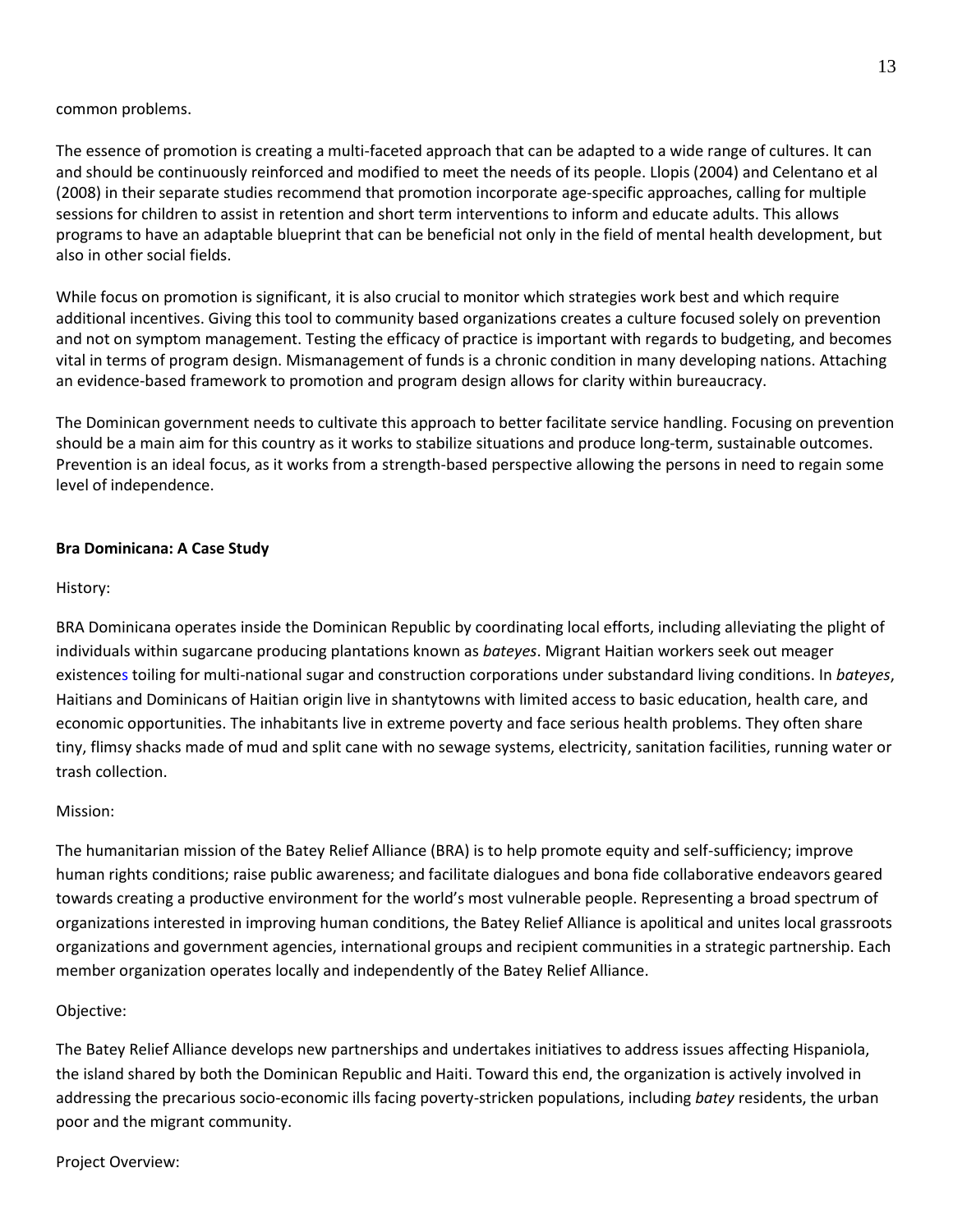common problems.

The essence of promotion is creating a multi-faceted approach that can be adapted to a wide range of cultures. It can and should be continuously reinforced and modified to meet the needs of its people. Llopis (2004) and Celentano et al (2008) in their separate studies recommend that promotion incorporate age-specific approaches, calling for multiple sessions for children to assist in retention and short term interventions to inform and educate adults. This allows programs to have an adaptable blueprint that can be beneficial not only in the field of mental health development, but also in other social fields.

While focus on promotion is significant, it is also crucial to monitor which strategies work best and which require additional incentives. Giving this tool to community based organizations creates a culture focused solely on prevention and not on symptom management. Testing the efficacy of practice is important with regards to budgeting, and becomes vital in terms of program design. Mismanagement of funds is a chronic condition in many developing nations. Attaching an evidence-based framework to promotion and program design allows for clarity within bureaucracy.

The Dominican government needs to cultivate this approach to better facilitate service handling. Focusing on prevention should be a main aim for this country as it works to stabilize situations and produce long-term, sustainable outcomes. Prevention is an ideal focus, as it works from a strength-based perspective allowing the persons in need to regain some level of independence.

**Bra Dominicana: A Case Study**

History:

BRA Dominicana operates inside the Dominican Republic by coordinating local efforts, including alleviating the plight of individuals within sugarcane producing plantations known as *bateyes*. Migrant Haitian workers seek out meager existences toiling for multi-national sugar and construction corporations under substandard living conditions. In *bateyes*, Haitians and Dominicans of Haitian origin live in shantytowns with limited access to basic education, health care, and economic opportunities. The inhabitants live in extreme poverty and face serious health problems. They often share tiny, flimsy shacks made of mud and split cane with no sewage systems, electricity, sanitation facilities, running water or trash collection.

Mission:

The humanitarian mission of the Batey Relief Alliance (BRA) is to help promote equity and self-sufficiency; improve human rights conditions; raise public awareness; and facilitate dialogues and bona fide collaborative endeavors geared towards creating a productive environment for the world's most vulnerable people. Representing a broad spectrum of organizations interested in improving human conditions, the Batey Relief Alliance is apolitical and unites local grassroots organizations and government agencies, international groups and recipient communities in a strategic partnership. Each member organization operates locally and independently of the Batey Relief Alliance.

Objective:

The Batey Relief Alliance develops new partnerships and undertakes initiatives to address issues affecting Hispaniola, the island shared by both the Dominican Republic and Haiti. Toward this end, the organization is actively involved in addressing the precarious socio-economic ills facing poverty-stricken populations, including *batey* residents, the urban poor and the migrant community.

Project Overview: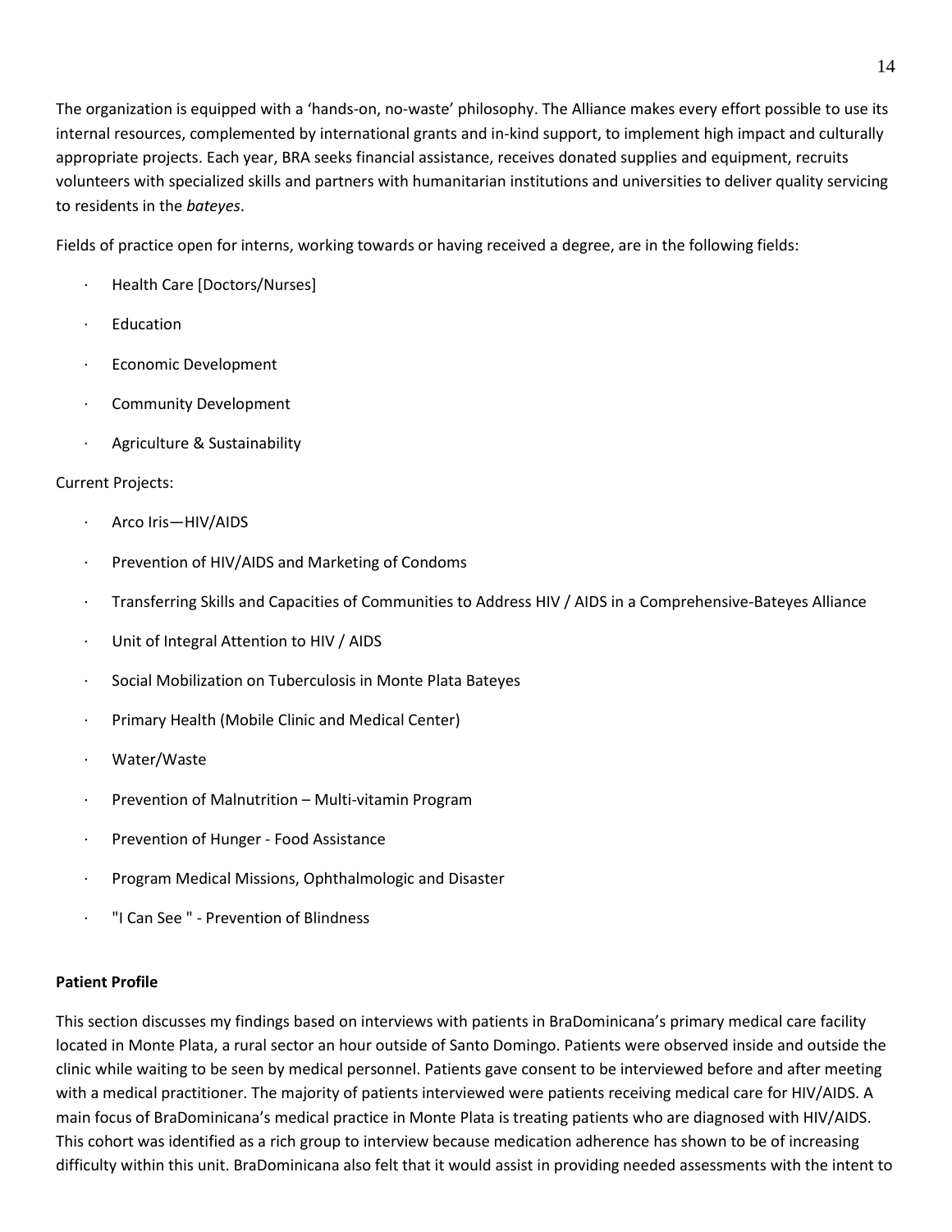The organization is equipped with a 'hands-on, no-waste' philosophy. The Alliance makes every effort possible to use its internal resources, complemented by international grants and in-kind support, to implement high impact and culturally appropriate projects. Each year, BRA seeks financial assistance, receives donated supplies and equipment, recruits volunteers with specialized skills and partners with humanitarian institutions and universities to deliver quality servicing to residents in the *bateyes*.

Fields of practice open for interns, working towards or having received a degree, are in the following fields:

- Health Care [Doctors/Nurses]
- Education
- Economic Development
- Community Development
- Agriculture & Sustainability

Current Projects:

- Arco Iris—HIV/AIDS
- Prevention of HIV/AIDS and Marketing of Condoms
- Transferring Skills and Capacities of Communities to Address HIV / AIDS in a Comprehensive-Bateyes Alliance
- Unit of Integral Attention to HIV / AIDS
- Social Mobilization on Tuberculosis in Monte Plata Bateyes
- Primary Health (Mobile Clinic and Medical Center)
- Water/Waste
- Prevention of Malnutrition – Multi-vitamin Program
- Prevention of Hunger - Food Assistance
- Program Medical Missions, Ophthalmologic and Disaster
- "I Can See " - Prevention of Blindness

**Patient Profile**

This section discusses my findings based on interviews with patients in BraDominicana's primary medical care facility located in Monte Plata, a rural sector an hour outside of Santo Domingo. Patients were observed inside and outside the clinic while waiting to be seen by medical personnel. Patients gave consent to be interviewed before and after meeting with a medical practitioner. The majority of patients interviewed were patients receiving medical care for HIV/AIDS. A main focus of BraDominicana's medical practice in Monte Plata is treating patients who are diagnosed with HIV/AIDS. This cohort was identified as a rich group to interview because medication adherence has shown to be of increasing difficulty within this unit. BraDominicana also felt that it would assist in providing needed assessments with the intent to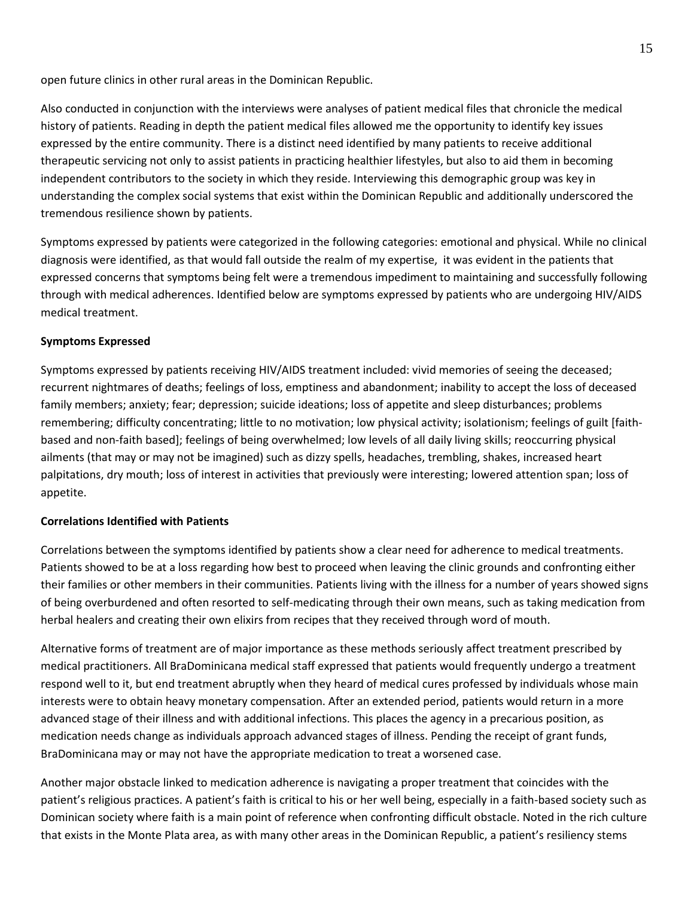open future clinics in other rural areas in the Dominican Republic.

Also conducted in conjunction with the interviews were analyses of patient medical files that chronicle the medical history of patients. Reading in depth the patient medical files allowed me the opportunity to identify key issues expressed by the entire community. There is a distinct need identified by many patients to receive additional therapeutic servicing not only to assist patients in practicing healthier lifestyles, but also to aid them in becoming independent contributors to the society in which they reside. Interviewing this demographic group was key in understanding the complex social systems that exist within the Dominican Republic and additionally underscored the tremendous resilience shown by patients.

Symptoms expressed by patients were categorized in the following categories: emotional and physical. While no clinical diagnosis were identified, as that would fall outside the realm of my expertise, it was evident in the patients that expressed concerns that symptoms being felt were a tremendous impediment to maintaining and successfully following through with medical adherences. Identified below are symptoms expressed by patients who are undergoing HIV/AIDS medical treatment.

**Symptoms Expressed**

Symptoms expressed by patients receiving HIV/AIDS treatment included: vivid memories of seeing the deceased; recurrent nightmares of deaths; feelings of loss, emptiness and abandonment; inability to accept the loss of deceased family members; anxiety; fear; depression; suicide ideations; loss of appetite and sleep disturbances; problems remembering; difficulty concentrating; little to no motivation; low physical activity; isolationism; feelings of guilt [faith-based and non-faith based]; feelings of being overwhelmed; low levels of all daily living skills; reoccurring physical ailments (that may or may not be imagined) such as dizzy spells, headaches, trembling, shakes, increased heart palpitations, dry mouth; loss of interest in activities that previously were interesting; lowered attention span; loss of appetite.

**Correlations Identified with Patients**

Correlations between the symptoms identified by patients show a clear need for adherence to medical treatments. Patients showed to be at a loss regarding how best to proceed when leaving the clinic grounds and confronting either their families or other members in their communities. Patients living with the illness for a number of years showed signs of being overburdened and often resorted to self-medicating through their own means, such as taking medication from herbal healers and creating their own elixirs from recipes that they received through word of mouth.

Alternative forms of treatment are of major importance as these methods seriously affect treatment prescribed by medical practitioners. All BraDominicana medical staff expressed that patients would frequently undergo a treatment respond well to it, but end treatment abruptly when they heard of medical cures professed by individuals whose main interests were to obtain heavy monetary compensation. After an extended period, patients would return in a more advanced stage of their illness and with additional infections. This places the agency in a precarious position, as medication needs change as individuals approach advanced stages of illness. Pending the receipt of grant funds, BraDominicana may or may not have the appropriate medication to treat a worsened case.

Another major obstacle linked to medication adherence is navigating a proper treatment that coincides with the patient's religious practices. A patient's faith is critical to his or her well being, especially in a faith-based society such as Dominican society where faith is a main point of reference when confronting difficult obstacle. Noted in the rich culture that exists in the Monte Plata area, as with many other areas in the Dominican Republic, a patient's resiliency stems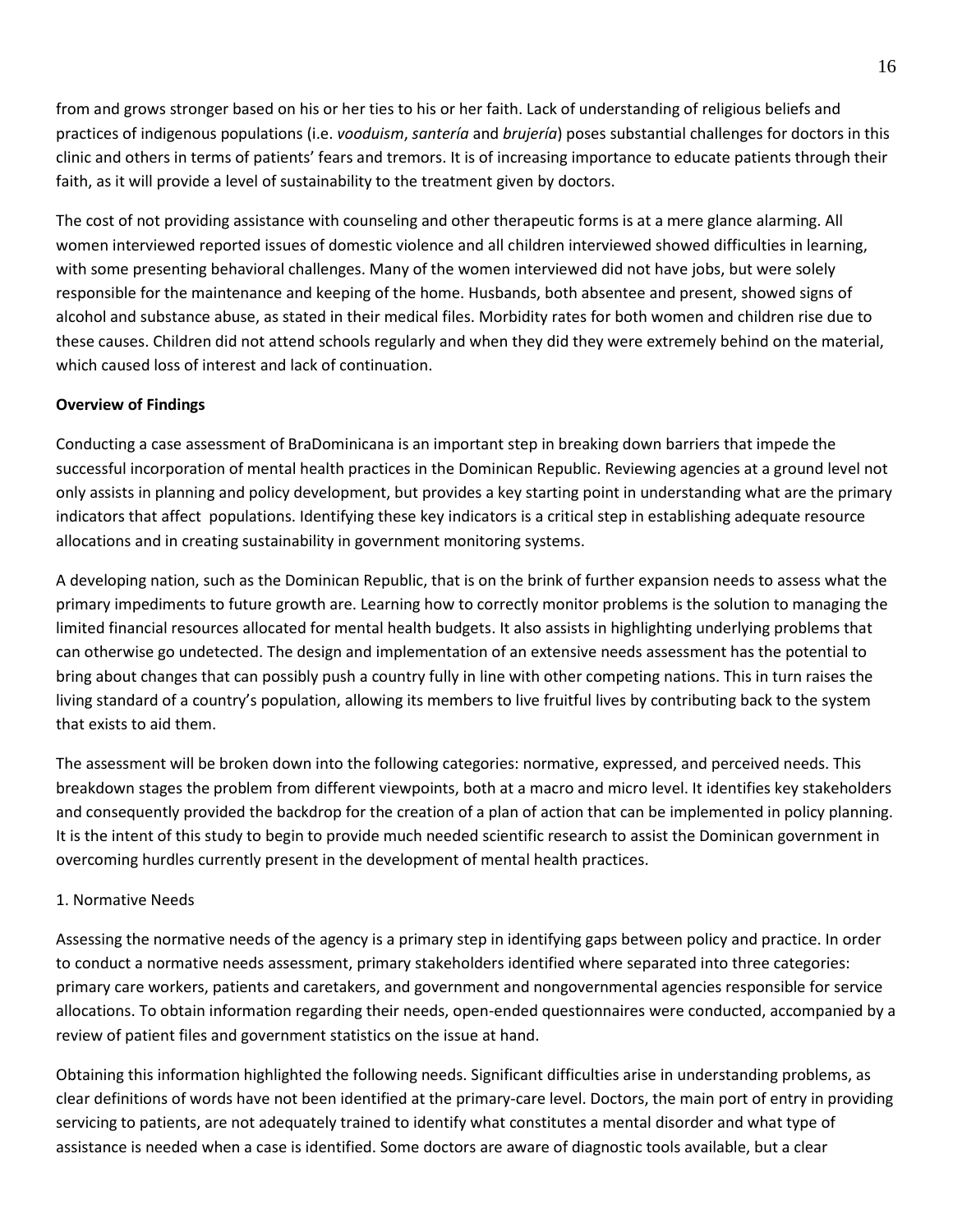from and grows stronger based on his or her ties to his or her faith. Lack of understanding of religious beliefs and practices of indigenous populations (i.e. *vooduism*, *santería* and *brujería*) poses substantial challenges for doctors in this clinic and others in terms of patients' fears and tremors. It is of increasing importance to educate patients through their faith, as it will provide a level of sustainability to the treatment given by doctors.

The cost of not providing assistance with counseling and other therapeutic forms is at a mere glance alarming. All women interviewed reported issues of domestic violence and all children interviewed showed difficulties in learning, with some presenting behavioral challenges. Many of the women interviewed did not have jobs, but were solely responsible for the maintenance and keeping of the home. Husbands, both absentee and present, showed signs of alcohol and substance abuse, as stated in their medical files. Morbidity rates for both women and children rise due to these causes. Children did not attend schools regularly and when they did they were extremely behind on the material, which caused loss of interest and lack of continuation.

**Overview of Findings**

Conducting a case assessment of BraDominicana is an important step in breaking down barriers that impede the successful incorporation of mental health practices in the Dominican Republic. Reviewing agencies at a ground level not only assists in planning and policy development, but provides a key starting point in understanding what are the primary indicators that affect populations. Identifying these key indicators is a critical step in establishing adequate resource allocations and in creating sustainability in government monitoring systems.

A developing nation, such as the Dominican Republic, that is on the brink of further expansion needs to assess what the primary impediments to future growth are. Learning how to correctly monitor problems is the solution to managing the limited financial resources allocated for mental health budgets. It also assists in highlighting underlying problems that can otherwise go undetected. The design and implementation of an extensive needs assessment has the potential to bring about changes that can possibly push a country fully in line with other competing nations. This in turn raises the living standard of a country's population, allowing its members to live fruitful lives by contributing back to the system that exists to aid them.

The assessment will be broken down into the following categories: normative, expressed, and perceived needs. This breakdown stages the problem from different viewpoints, both at a macro and micro level. It identifies key stakeholders and consequently provided the backdrop for the creation of a plan of action that can be implemented in policy planning. It is the intent of this study to begin to provide much needed scientific research to assist the Dominican government in overcoming hurdles currently present in the development of mental health practices.

1. Normative Needs

Assessing the normative needs of the agency is a primary step in identifying gaps between policy and practice. In order to conduct a normative needs assessment, primary stakeholders identified where separated into three categories: primary care workers, patients and caretakers, and government and nongovernmental agencies responsible for service allocations. To obtain information regarding their needs, open-ended questionnaires were conducted, accompanied by a review of patient files and government statistics on the issue at hand.

Obtaining this information highlighted the following needs. Significant difficulties arise in understanding problems, as clear definitions of words have not been identified at the primary-care level. Doctors, the main port of entry in providing servicing to patients, are not adequately trained to identify what constitutes a mental disorder and what type of assistance is needed when a case is identified. Some doctors are aware of diagnostic tools available, but a clear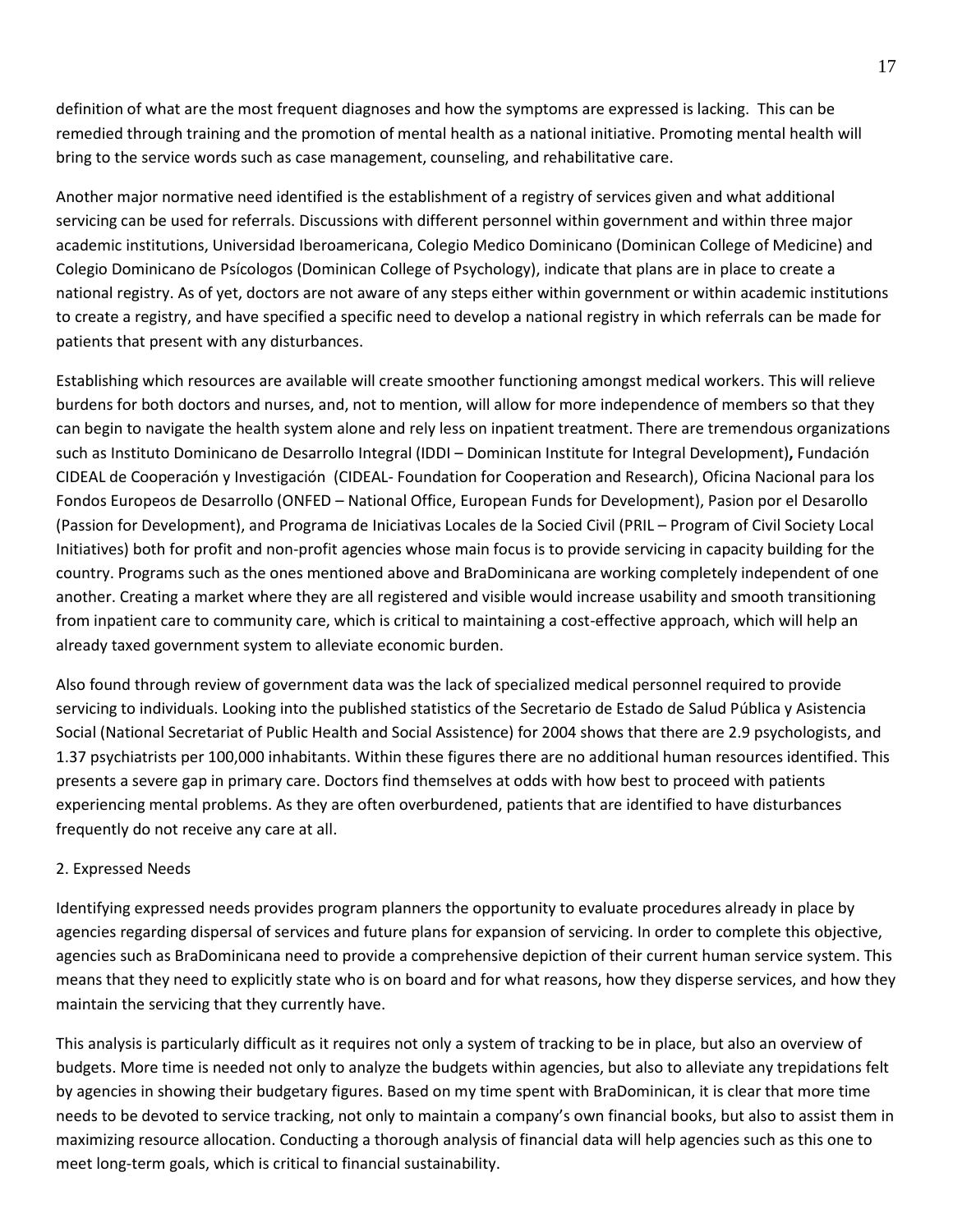definition of what are the most frequent diagnoses and how the symptoms are expressed is lacking. This can be remedied through training and the promotion of mental health as a national initiative. Promoting mental health will bring to the service words such as case management, counseling, and rehabilitative care.

Another major normative need identified is the establishment of a registry of services given and what additional servicing can be used for referrals. Discussions with different personnel within government and within three major academic institutions, Universidad Iberoamericana, Colegio Medico Dominicano (Dominican College of Medicine) and Colegio Dominicano de Psícologos (Dominican College of Psychology), indicate that plans are in place to create a national registry. As of yet, doctors are not aware of any steps either within government or within academic institutions to create a registry, and have specified a specific need to develop a national registry in which referrals can be made for patients that present with any disturbances.

Establishing which resources are available will create smoother functioning amongst medical workers. This will relieve burdens for both doctors and nurses, and, not to mention, will allow for more independence of members so that they can begin to navigate the health system alone and rely less on inpatient treatment. There are tremendous organizations such as Instituto Dominicano de Desarrollo Integral (IDDI – Dominican Institute for Integral Development)**,** Fundación CIDEAL de Cooperación y Investigación (CIDEAL- Foundation for Cooperation and Research), Oficina Nacional para los Fondos Europeos de Desarrollo (ONFED – National Office, European Funds for Development), Pasion por el Desarollo (Passion for Development), and Programa de Iniciativas Locales de la Socied Civil (PRIL – Program of Civil Society Local Initiatives) both for profit and non-profit agencies whose main focus is to provide servicing in capacity building for the country. Programs such as the ones mentioned above and BraDominicana are working completely independent of one another. Creating a market where they are all registered and visible would increase usability and smooth transitioning from inpatient care to community care, which is critical to maintaining a cost-effective approach, which will help an already taxed government system to alleviate economic burden.

Also found through review of government data was the lack of specialized medical personnel required to provide servicing to individuals. Looking into the published statistics of the Secretario de Estado de Salud Pública y Asistencia Social (National Secretariat of Public Health and Social Assistence) for 2004 shows that there are 2.9 psychologists, and 1.37 psychiatrists per 100,000 inhabitants. Within these figures there are no additional human resources identified. This presents a severe gap in primary care. Doctors find themselves at odds with how best to proceed with patients experiencing mental problems. As they are often overburdened, patients that are identified to have disturbances frequently do not receive any care at all.

2. Expressed Needs

Identifying expressed needs provides program planners the opportunity to evaluate procedures already in place by agencies regarding dispersal of services and future plans for expansion of servicing. In order to complete this objective, agencies such as BraDominicana need to provide a comprehensive depiction of their current human service system. This means that they need to explicitly state who is on board and for what reasons, how they disperse services, and how they maintain the servicing that they currently have.

This analysis is particularly difficult as it requires not only a system of tracking to be in place, but also an overview of budgets. More time is needed not only to analyze the budgets within agencies, but also to alleviate any trepidations felt by agencies in showing their budgetary figures. Based on my time spent with BraDominican, it is clear that more time needs to be devoted to service tracking, not only to maintain a company's own financial books, but also to assist them in maximizing resource allocation. Conducting a thorough analysis of financial data will help agencies such as this one to meet long-term goals, which is critical to financial sustainability.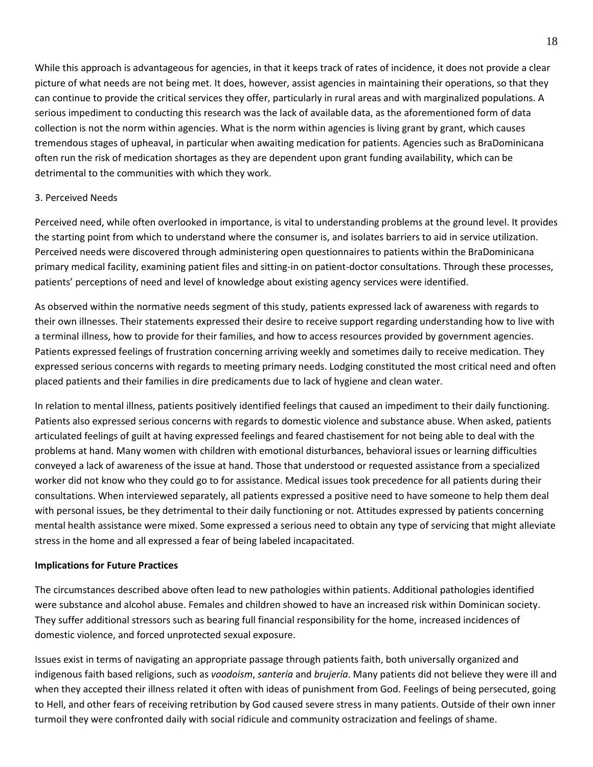While this approach is advantageous for agencies, in that it keeps track of rates of incidence, it does not provide a clear picture of what needs are not being met. It does, however, assist agencies in maintaining their operations, so that they can continue to provide the critical services they offer, particularly in rural areas and with marginalized populations. A serious impediment to conducting this research was the lack of available data, as the aforementioned form of data collection is not the norm within agencies. What is the norm within agencies is living grant by grant, which causes tremendous stages of upheaval, in particular when awaiting medication for patients. Agencies such as BraDominicana often run the risk of medication shortages as they are dependent upon grant funding availability, which can be detrimental to the communities with which they work.

3. Perceived Needs

Perceived need, while often overlooked in importance, is vital to understanding problems at the ground level. It provides the starting point from which to understand where the consumer is, and isolates barriers to aid in service utilization. Perceived needs were discovered through administering open questionnaires to patients within the BraDominicana primary medical facility, examining patient files and sitting-in on patient-doctor consultations. Through these processes, patients' perceptions of need and level of knowledge about existing agency services were identified.

As observed within the normative needs segment of this study, patients expressed lack of awareness with regards to their own illnesses. Their statements expressed their desire to receive support regarding understanding how to live with a terminal illness, how to provide for their families, and how to access resources provided by government agencies. Patients expressed feelings of frustration concerning arriving weekly and sometimes daily to receive medication. They expressed serious concerns with regards to meeting primary needs. Lodging constituted the most critical need and often placed patients and their families in dire predicaments due to lack of hygiene and clean water.

In relation to mental illness, patients positively identified feelings that caused an impediment to their daily functioning. Patients also expressed serious concerns with regards to domestic violence and substance abuse. When asked, patients articulated feelings of guilt at having expressed feelings and feared chastisement for not being able to deal with the problems at hand. Many women with children with emotional disturbances, behavioral issues or learning difficulties conveyed a lack of awareness of the issue at hand. Those that understood or requested assistance from a specialized worker did not know who they could go to for assistance. Medical issues took precedence for all patients during their consultations. When interviewed separately, all patients expressed a positive need to have someone to help them deal with personal issues, be they detrimental to their daily functioning or not. Attitudes expressed by patients concerning mental health assistance were mixed. Some expressed a serious need to obtain any type of servicing that might alleviate stress in the home and all expressed a fear of being labeled incapacitated.

**Implications for Future Practices**

The circumstances described above often lead to new pathologies within patients. Additional pathologies identified were substance and alcohol abuse. Females and children showed to have an increased risk within Dominican society. They suffer additional stressors such as bearing full financial responsibility for the home, increased incidences of domestic violence, and forced unprotected sexual exposure.

Issues exist in terms of navigating an appropriate passage through patients faith, both universally organized and indigenous faith based religions, such as *voodoism*, *santería* and *brujería*. Many patients did not believe they were ill and when they accepted their illness related it often with ideas of punishment from God. Feelings of being persecuted, going to Hell, and other fears of receiving retribution by God caused severe stress in many patients. Outside of their own inner turmoil they were confronted daily with social ridicule and community ostracization and feelings of shame.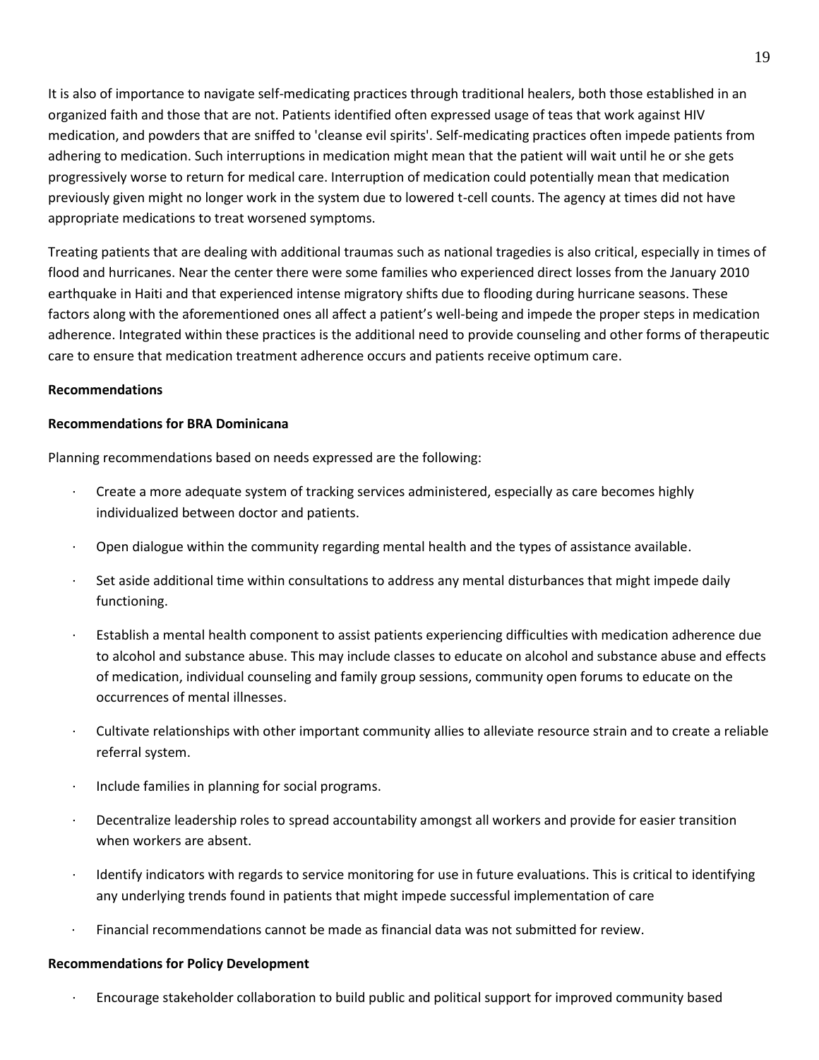It is also of importance to navigate self-medicating practices through traditional healers, both those established in an organized faith and those that are not. Patients identified often expressed usage of teas that work against HIV medication, and powders that are sniffed to 'cleanse evil spirits'. Self-medicating practices often impede patients from adhering to medication. Such interruptions in medication might mean that the patient will wait until he or she gets progressively worse to return for medical care. Interruption of medication could potentially mean that medication previously given might no longer work in the system due to lowered t-cell counts. The agency at times did not have appropriate medications to treat worsened symptoms.

Treating patients that are dealing with additional traumas such as national tragedies is also critical, especially in times of flood and hurricanes. Near the center there were some families who experienced direct losses from the January 2010 earthquake in Haiti and that experienced intense migratory shifts due to flooding during hurricane seasons. These factors along with the aforementioned ones all affect a patient's well-being and impede the proper steps in medication adherence. Integrated within these practices is the additional need to provide counseling and other forms of therapeutic care to ensure that medication treatment adherence occurs and patients receive optimum care.

**Recommendations**

**Recommendations for BRA Dominicana**

Planning recommendations based on needs expressed are the following:

- Create a more adequate system of tracking services administered, especially as care becomes highly individualized between doctor and patients.
- Open dialogue within the community regarding mental health and the types of assistance available.
- Set aside additional time within consultations to address any mental disturbances that might impede daily functioning.
- Establish a mental health component to assist patients experiencing difficulties with medication adherence due to alcohol and substance abuse. This may include classes to educate on alcohol and substance abuse and effects of medication, individual counseling and family group sessions, community open forums to educate on the occurrences of mental illnesses.
- Cultivate relationships with other important community allies to alleviate resource strain and to create a reliable referral system.
- Include families in planning for social programs.
- Decentralize leadership roles to spread accountability amongst all workers and provide for easier transition when workers are absent.
- Identify indicators with regards to service monitoring for use in future evaluations. This is critical to identifying any underlying trends found in patients that might impede successful implementation of care
- Financial recommendations cannot be made as financial data was not submitted for review.

**Recommendations for Policy Development**

- Encourage stakeholder collaboration to build public and political support for improved community based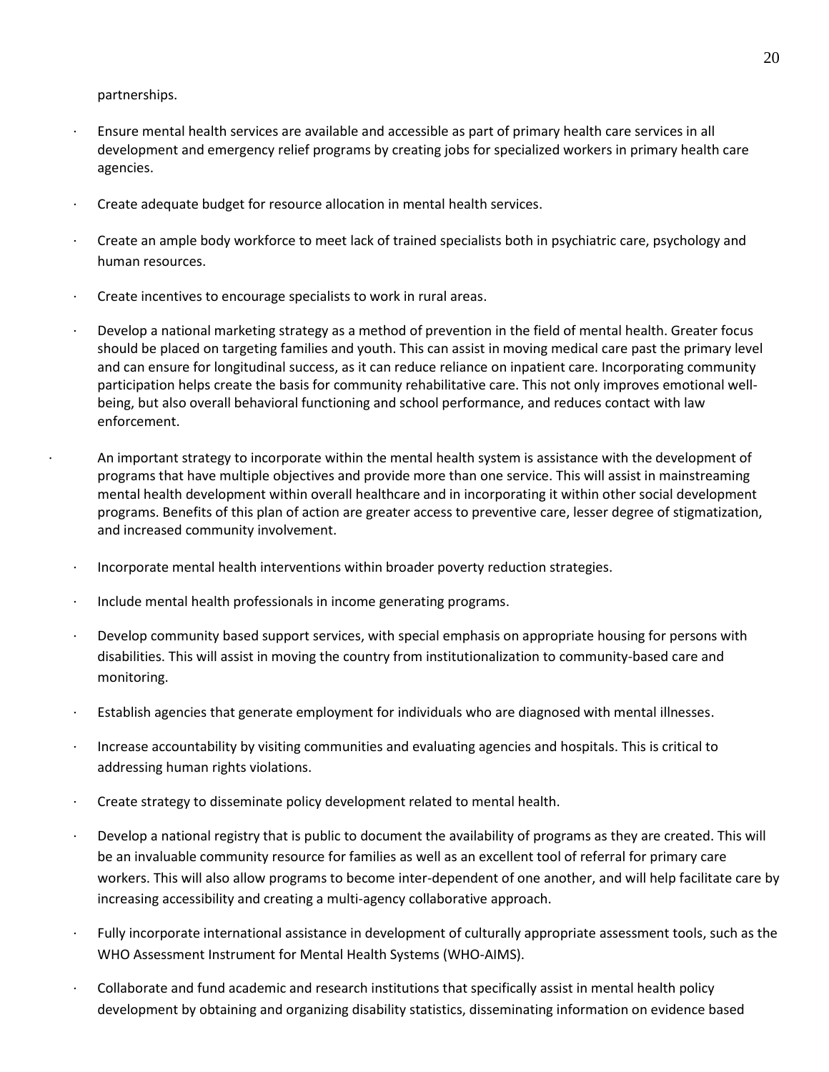partnerships.

- Ensure mental health services are available and accessible as part of primary health care services in all development and emergency relief programs by creating jobs for specialized workers in primary health care agencies.
- Create adequate budget for resource allocation in mental health services.
- Create an ample body workforce to meet lack of trained specialists both in psychiatric care, psychology and human resources.
- Create incentives to encourage specialists to work in rural areas.
- Develop a national marketing strategy as a method of prevention in the field of mental health. Greater focus should be placed on targeting families and youth. This can assist in moving medical care past the primary level and can ensure for longitudinal success, as it can reduce reliance on inpatient care. Incorporating community participation helps create the basis for community rehabilitative care. This not only improves emotional well-being, but also overall behavioral functioning and school performance, and reduces contact with law enforcement.
- An important strategy to incorporate within the mental health system is assistance with the development of programs that have multiple objectives and provide more than one service. This will assist in mainstreaming mental health development within overall healthcare and in incorporating it within other social development programs. Benefits of this plan of action are greater access to preventive care, lesser degree of stigmatization, and increased community involvement.
- Incorporate mental health interventions within broader poverty reduction strategies.
- Include mental health professionals in income generating programs.
- Develop community based support services, with special emphasis on appropriate housing for persons with disabilities. This will assist in moving the country from institutionalization to community-based care and monitoring.
- Establish agencies that generate employment for individuals who are diagnosed with mental illnesses.
- Increase accountability by visiting communities and evaluating agencies and hospitals. This is critical to addressing human rights violations.
- Create strategy to disseminate policy development related to mental health.
- Develop a national registry that is public to document the availability of programs as they are created. This will be an invaluable community resource for families as well as an excellent tool of referral for primary care workers. This will also allow programs to become inter-dependent of one another, and will help facilitate care by increasing accessibility and creating a multi-agency collaborative approach.
- Fully incorporate international assistance in development of culturally appropriate assessment tools, such as the WHO Assessment Instrument for Mental Health Systems (WHO-AIMS).
- Collaborate and fund academic and research institutions that specifically assist in mental health policy development by obtaining and organizing disability statistics, disseminating information on evidence based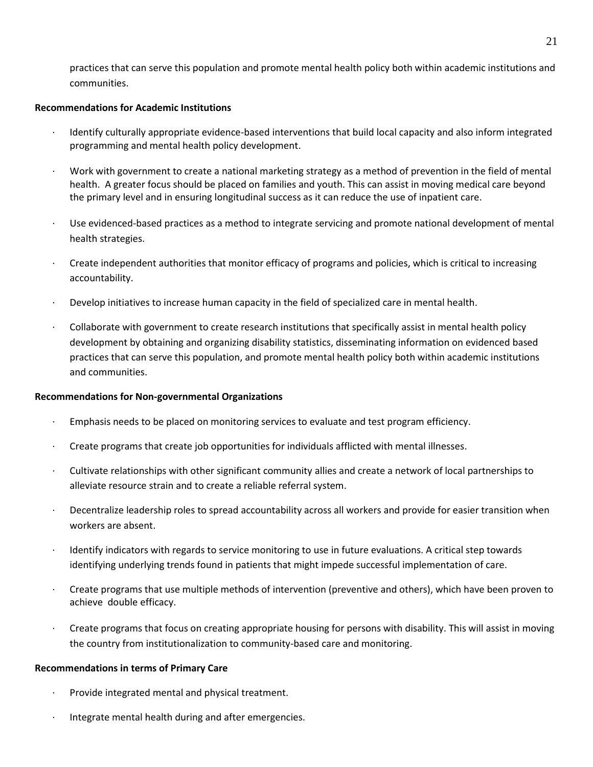practices that can serve this population and promote mental health policy both within academic institutions and communities.

**Recommendations for Academic Institutions**

- Identify culturally appropriate evidence-based interventions that build local capacity and also inform integrated programming and mental health policy development.
- Work with government to create a national marketing strategy as a method of prevention in the field of mental health. A greater focus should be placed on families and youth. This can assist in moving medical care beyond the primary level and in ensuring longitudinal success as it can reduce the use of inpatient care.
- Use evidenced-based practices as a method to integrate servicing and promote national development of mental health strategies.
- Create independent authorities that monitor efficacy of programs and policies, which is critical to increasing accountability.
- Develop initiatives to increase human capacity in the field of specialized care in mental health.
- Collaborate with government to create research institutions that specifically assist in mental health policy development by obtaining and organizing disability statistics, disseminating information on evidenced based practices that can serve this population, and promote mental health policy both within academic institutions and communities.

**Recommendations for Non-governmental Organizations**

- Emphasis needs to be placed on monitoring services to evaluate and test program efficiency.
- Create programs that create job opportunities for individuals afflicted with mental illnesses.
- Cultivate relationships with other significant community allies and create a network of local partnerships to alleviate resource strain and to create a reliable referral system.
- Decentralize leadership roles to spread accountability across all workers and provide for easier transition when workers are absent.
- Identify indicators with regards to service monitoring to use in future evaluations. A critical step towards identifying underlying trends found in patients that might impede successful implementation of care.
- Create programs that use multiple methods of intervention (preventive and others), which have been proven to achieve double efficacy.
- Create programs that focus on creating appropriate housing for persons with disability. This will assist in moving the country from institutionalization to community-based care and monitoring.

**Recommendations in terms of Primary Care**

- Provide integrated mental and physical treatment.
- Integrate mental health during and after emergencies.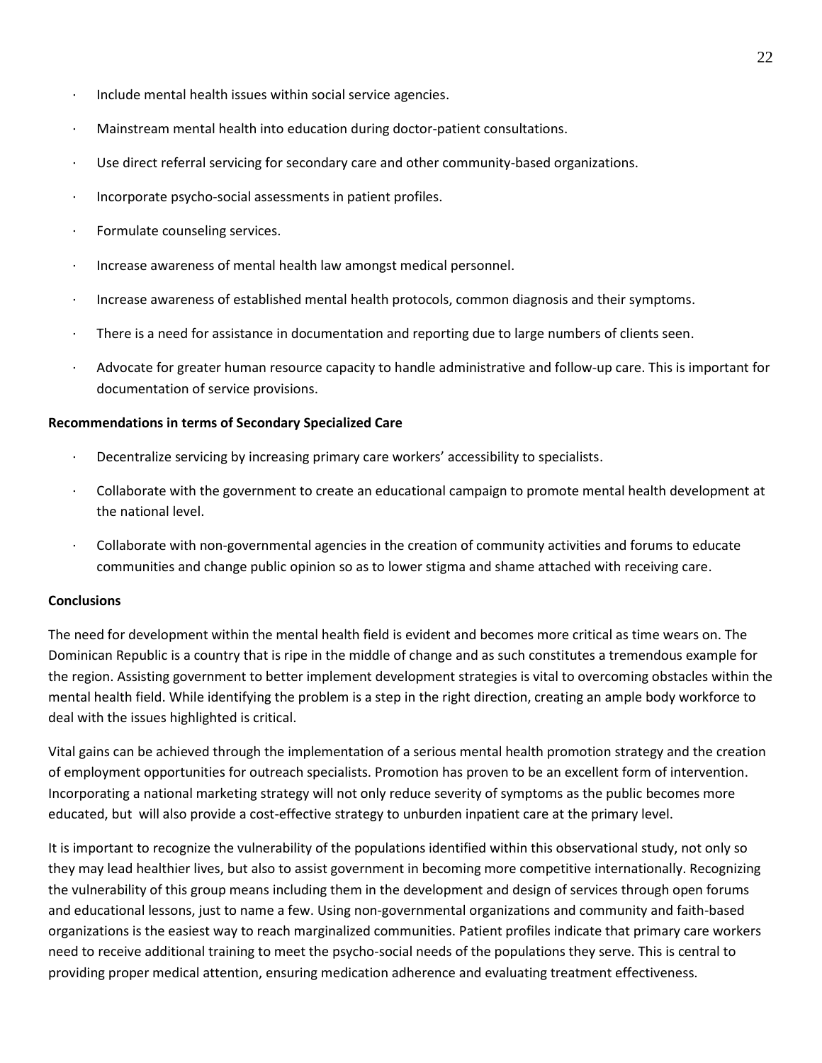- Include mental health issues within social service agencies.
- Mainstream mental health into education during doctor-patient consultations.
- Use direct referral servicing for secondary care and other community-based organizations.
- Incorporate psycho-social assessments in patient profiles.
- Formulate counseling services.
- Increase awareness of mental health law amongst medical personnel.
- Increase awareness of established mental health protocols, common diagnosis and their symptoms.
- There is a need for assistance in documentation and reporting due to large numbers of clients seen.
- Advocate for greater human resource capacity to handle administrative and follow-up care. This is important for documentation of service provisions.

**Recommendations in terms of Secondary Specialized Care**

- Decentralize servicing by increasing primary care workers' accessibility to specialists.
- Collaborate with the government to create an educational campaign to promote mental health development at the national level.
- Collaborate with non-governmental agencies in the creation of community activities and forums to educate communities and change public opinion so as to lower stigma and shame attached with receiving care.

**Conclusions**

The need for development within the mental health field is evident and becomes more critical as time wears on. The Dominican Republic is a country that is ripe in the middle of change and as such constitutes a tremendous example for the region. Assisting government to better implement development strategies is vital to overcoming obstacles within the mental health field. While identifying the problem is a step in the right direction, creating an ample body workforce to deal with the issues highlighted is critical.

Vital gains can be achieved through the implementation of a serious mental health promotion strategy and the creation of employment opportunities for outreach specialists. Promotion has proven to be an excellent form of intervention. Incorporating a national marketing strategy will not only reduce severity of symptoms as the public becomes more educated, but will also provide a cost-effective strategy to unburden inpatient care at the primary level.

It is important to recognize the vulnerability of the populations identified within this observational study, not only so they may lead healthier lives, but also to assist government in becoming more competitive internationally. Recognizing the vulnerability of this group means including them in the development and design of services through open forums and educational lessons, just to name a few. Using non-governmental organizations and community and faith-based organizations is the easiest way to reach marginalized communities. Patient profiles indicate that primary care workers need to receive additional training to meet the psycho-social needs of the populations they serve. This is central to providing proper medical attention, ensuring medication adherence and evaluating treatment effectiveness.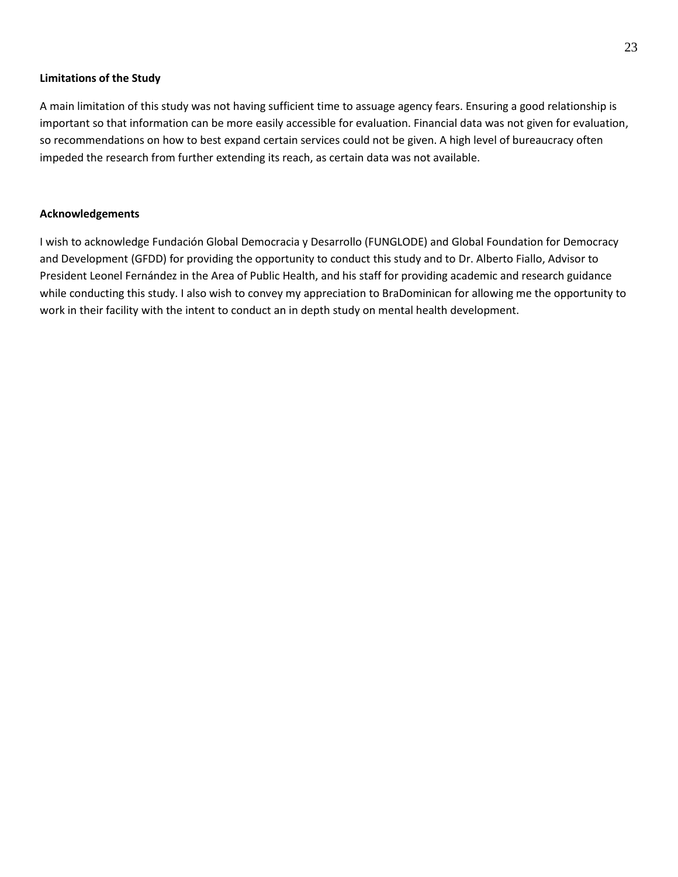**Limitations of the Study**

A main limitation of this study was not having sufficient time to assuage agency fears. Ensuring a good relationship is important so that information can be more easily accessible for evaluation. Financial data was not given for evaluation, so recommendations on how to best expand certain services could not be given. A high level of bureaucracy often impeded the research from further extending its reach, as certain data was not available.

**Acknowledgements**

I wish to acknowledge Fundación Global Democracia y Desarrollo (FUNGLODE) and Global Foundation for Democracy and Development (GFDD) for providing the opportunity to conduct this study and to Dr. Alberto Fiallo, Advisor to President Leonel Fernández in the Area of Public Health, and his staff for providing academic and research guidance while conducting this study. I also wish to convey my appreciation to BraDominican for allowing me the opportunity to work in their facility with the intent to conduct an in depth study on mental health development.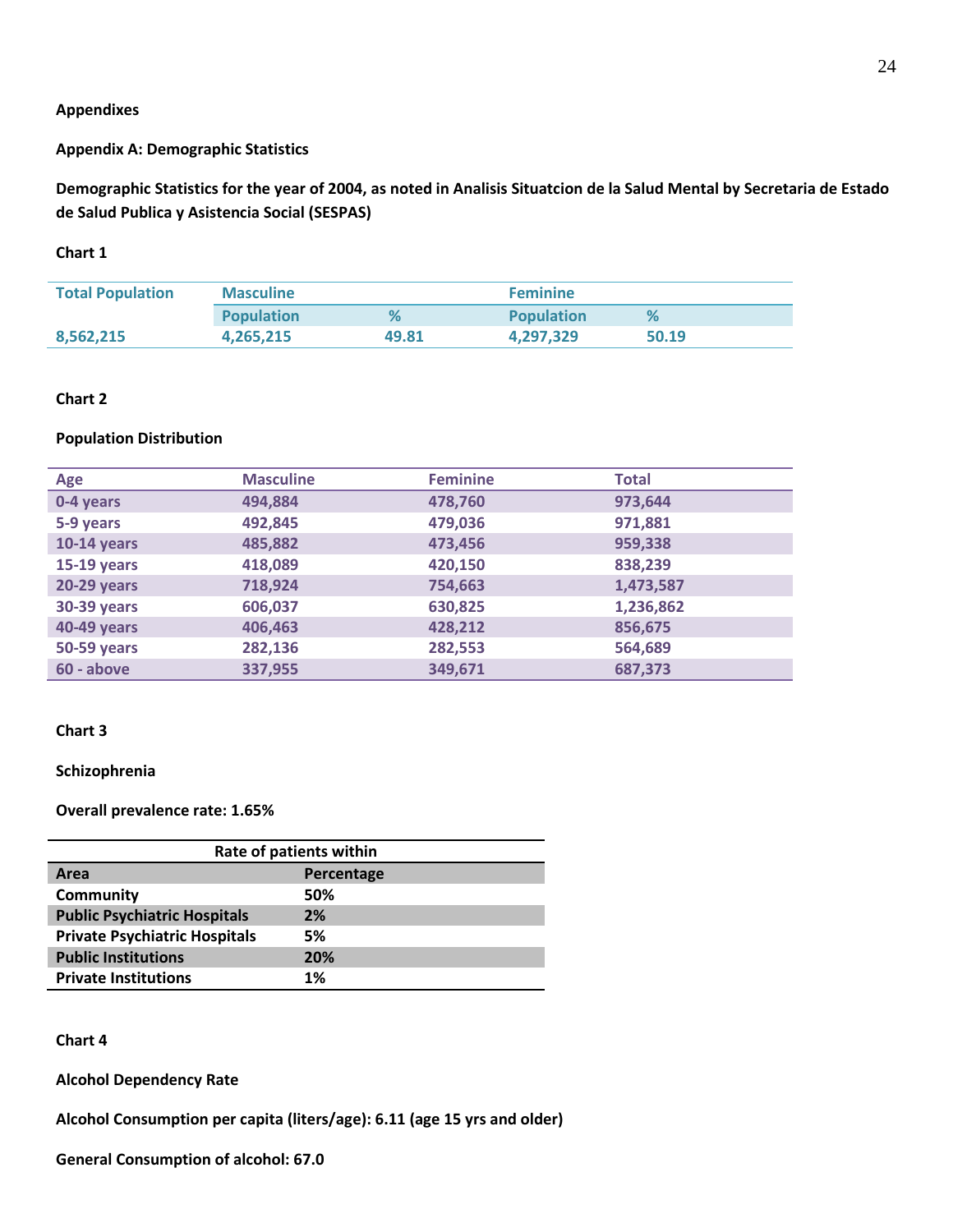**Appendixes**

**Appendix A: Demographic Statistics**

**Demographic Statistics for the year of 2004, as noted in Analisis Situatcion de la Salud Mental by Secretaria de Estado de Salud Publica y Asistencia Social (SESPAS)**

**Chart 1**

| Total Population | Masculine | | Feminine | |
|---|---|---|---|---|
| | Population | % | Population | % |
| 8,562,215 | 4,265,215 | 49.81 | 4,297,329 | 50.19 |

**Chart 2**

**Population Distribution**

| Age | Masculine | Feminine | Total |
|---|---|---|---|
| 0-4 years | 494,884 | 478,760 | 973,644 |
| 5-9 years | 492,845 | 479,036 | 971,881 |
| 10-14 years | 485,882 | 473,456 | 959,338 |
| 15-19 years | 418,089 | 420,150 | 838,239 |
| 20-29 years | 718,924 | 754,663 | 1,473,587 |
| 30-39 years | 606,037 | 630,825 | 1,236,862 |
| 40-49 years | 406,463 | 428,212 | 856,675 |
| 50-59 years | 282,136 | 282,553 | 564,689 |
| 60 - above | 337,955 | 349,671 | 687,373 |

**Chart 3**

**Schizophrenia**

**Overall prevalence rate: 1.65%**

| Rate of patients within | |
|---|---|
| **Area** | **Percentage** |
| Community | 50% |
| Public Psychiatric Hospitals | 2% |
| Private Psychiatric Hospitals | 5% |
| Public Institutions | 20% |
| Private Institutions | 1% |

**Chart 4**

**Alcohol Dependency Rate**

**Alcohol Consumption per capita (liters/age): 6.11 (age 15 yrs and older)**

**General Consumption of alcohol: 67.0**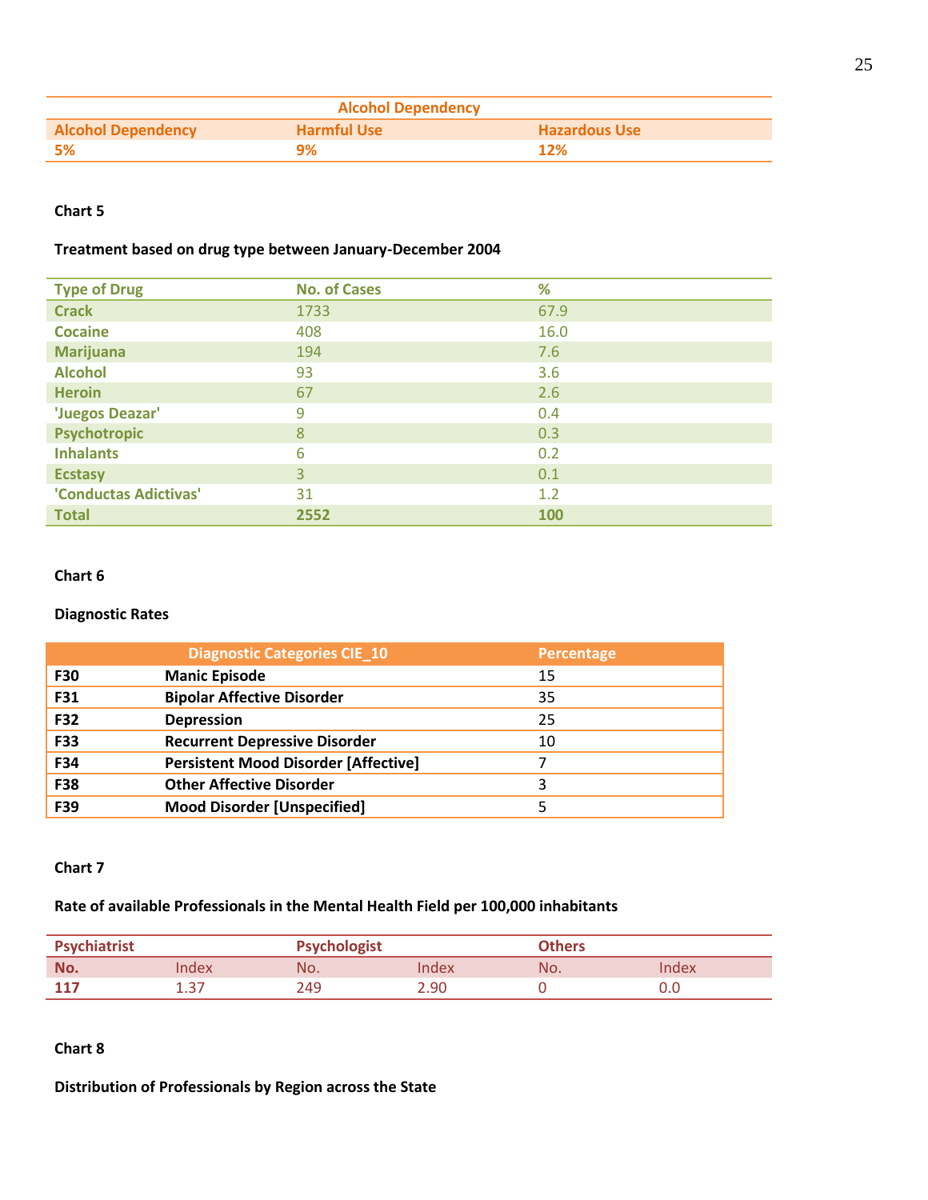| Alcohol Dependency | | |
|---|---|---|
| **Alcohol Dependency** | **Harmful Use** | **Hazardous Use** |
| **5%** | **9%** | **12%** |

**Chart 5**

**Treatment based on drug type between January-December 2004**

| Type of Drug | No. of Cases | % |
|---|---|---|
| **Crack** | 1733 | 67.9 |
| **Cocaine** | 408 | 16.0 |
| **Marijuana** | 194 | 7.6 |
| **Alcohol** | 93 | 3.6 |
| **Heroin** | 67 | 2.6 |
| **'Juegos Deazar'** | 9 | 0.4 |
| **Psychotropic** | 8 | 0.3 |
| **Inhalants** | 6 | 0.2 |
| **Ecstasy** | 3 | 0.1 |
| **'Conductas Adictivas'** | 31 | 1.2 |
| **Total** | **2552** | **100** |

**Chart 6**

**Diagnostic Rates**

| | Diagnostic Categories CIE_10 | Percentage |
|---|---|---|
| **F30** | **Manic Episode** | 15 |
| **F31** | **Bipolar Affective Disorder** | 35 |
| **F32** | **Depression** | 25 |
| **F33** | **Recurrent Depressive Disorder** | 10 |
| **F34** | **Persistent Mood Disorder [Affective]** | 7 |
| **F38** | **Other Affective Disorder** | 3 |
| **F39** | **Mood Disorder [Unspecified]** | 5 |

**Chart 7**

**Rate of available Professionals in the Mental Health Field per 100,000 inhabitants**

| Psychiatrist | | Psychologist | | Others | |
|---|---|---|---|---|---|
| **No.** | Index | No. | Index | No. | Index |
| **117** | 1.37 | 249 | 2.90 | 0 | 0.0 |

**Chart 8**

**Distribution of Professionals by Region across the State**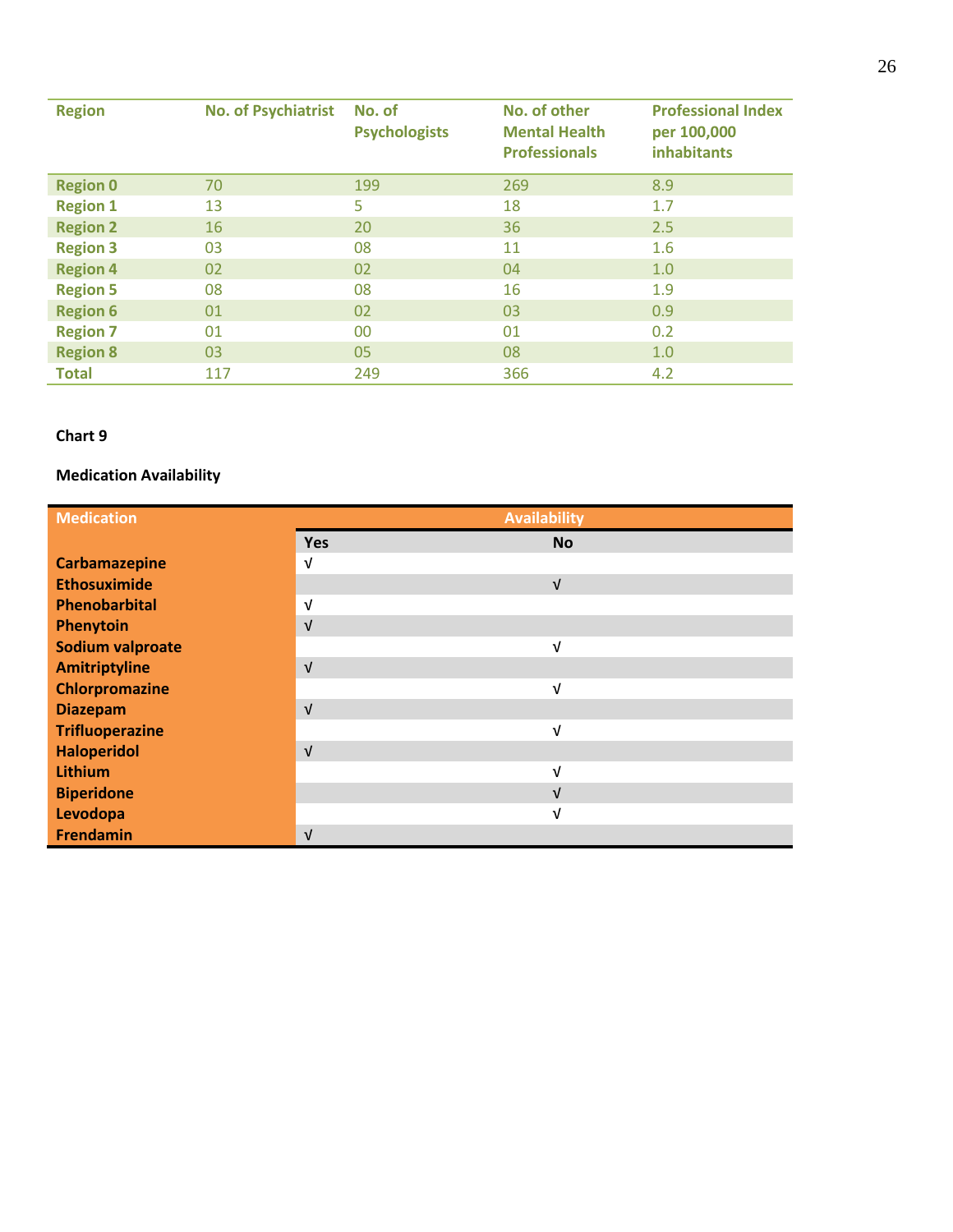| Region | No. of Psychiatrist | No. of Psychologists | No. of other Mental Health Professionals | Professional Index per 100,000 inhabitants |
|---|---|---|---|---|
| Region 0 | 70 | 199 | 269 | 8.9 |
| Region 1 | 13 | 5 | 18 | 1.7 |
| Region 2 | 16 | 20 | 36 | 2.5 |
| Region 3 | 03 | 08 | 11 | 1.6 |
| Region 4 | 02 | 02 | 04 | 1.0 |
| Region 5 | 08 | 08 | 16 | 1.9 |
| Region 6 | 01 | 02 | 03 | 0.9 |
| Region 7 | 01 | 00 | 01 | 0.2 |
| Region 8 | 03 | 05 | 08 | 1.0 |
| Total | 117 | 249 | 366 | 4.2 |

**Chart 9**

**Medication Availability**

| Medication | Availability | |
|---|---|---|
| | Yes | No |
| Carbamazepine | √ | |
| Ethosuximide | | √ |
| Phenobarbital | √ | |
| Phenytoin | √ | |
| Sodium valproate | | √ |
| Amitriptyline | √ | |
| Chlorpromazine | | √ |
| Diazepam | √ | |
| Trifluoperazine | | √ |
| Haloperidol | √ | |
| Lithium | | √ |
| Biperidone | | √ |
| Levodopa | | √ |
| Frendamin | √ | |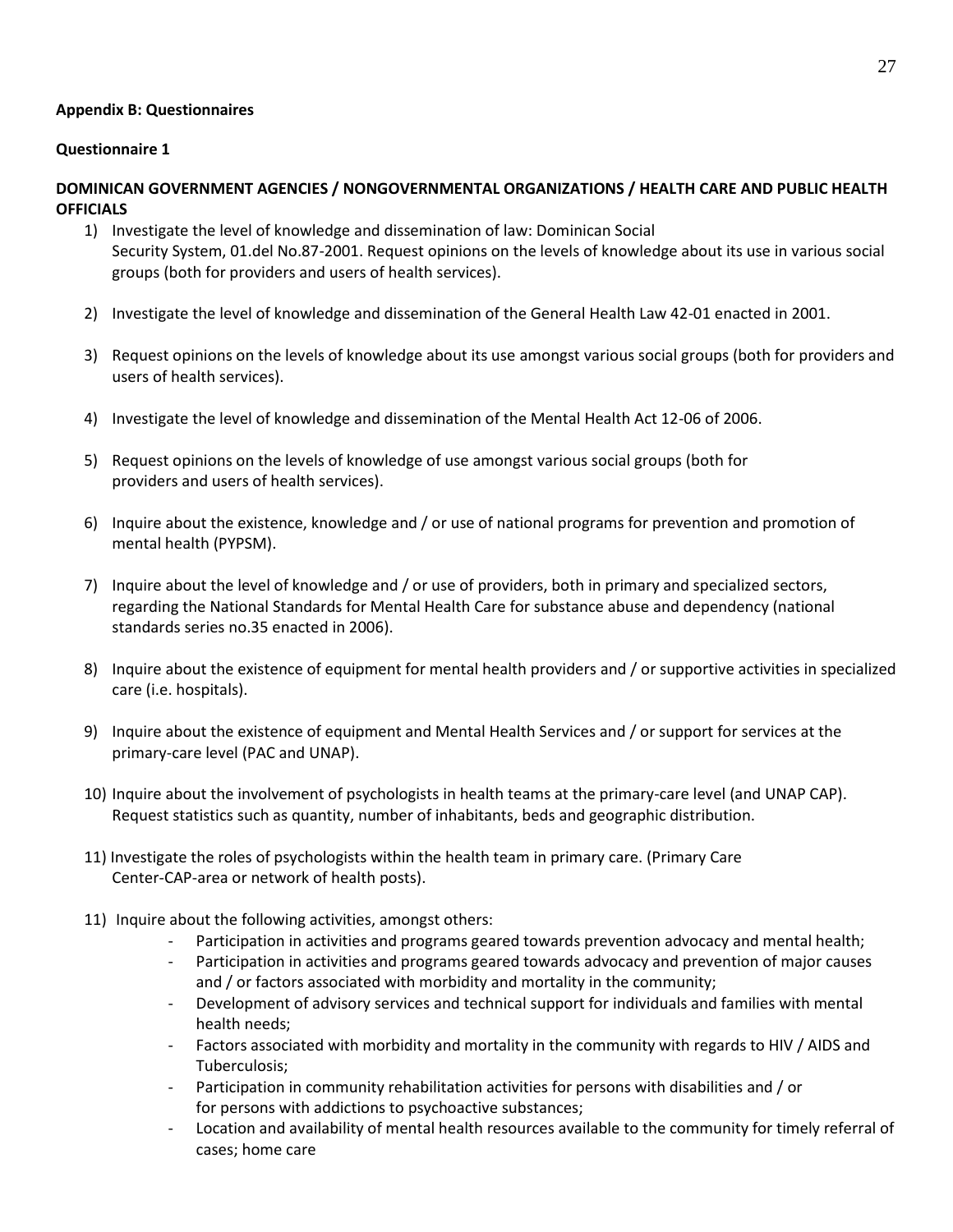**Appendix B: Questionnaires**

**Questionnaire 1**

**DOMINICAN GOVERNMENT AGENCIES / NONGOVERNMENTAL ORGANIZATIONS / HEALTH CARE AND PUBLIC HEALTH OFFICIALS**

1) Investigate the level of knowledge and dissemination of law: Dominican Social Security System, 01.del No.87-2001. Request opinions on the levels of knowledge about its use in various social groups (both for providers and users of health services).

2) Investigate the level of knowledge and dissemination of the General Health Law 42-01 enacted in 2001.

3) Request opinions on the levels of knowledge about its use amongst various social groups (both for providers and users of health services).

4) Investigate the level of knowledge and dissemination of the Mental Health Act 12-06 of 2006.

5) Request opinions on the levels of knowledge of use amongst various social groups (both for providers and users of health services).

6) Inquire about the existence, knowledge and / or use of national programs for prevention and promotion of mental health (PYPSM).

7) Inquire about the level of knowledge and / or use of providers, both in primary and specialized sectors, regarding the National Standards for Mental Health Care for substance abuse and dependency (national standards series no.35 enacted in 2006).

8) Inquire about the existence of equipment for mental health providers and / or supportive activities in specialized care (i.e. hospitals).

9) Inquire about the existence of equipment and Mental Health Services and / or support for services at the primary-care level (PAC and UNAP).

10) Inquire about the involvement of psychologists in health teams at the primary-care level (and UNAP CAP). Request statistics such as quantity, number of inhabitants, beds and geographic distribution.

11) Investigate the roles of psychologists within the health team in primary care. (Primary Care Center-CAP-area or network of health posts).

11) Inquire about the following activities, amongst others:
    - Participation in activities and programs geared towards prevention advocacy and mental health;
    - Participation in activities and programs geared towards advocacy and prevention of major causes and / or factors associated with morbidity and mortality in the community;
    - Development of advisory services and technical support for individuals and families with mental health needs;
    - Factors associated with morbidity and mortality in the community with regards to HIV / AIDS and Tuberculosis;
    - Participation in community rehabilitation activities for persons with disabilities and / or for persons with addictions to psychoactive substances;
    - Location and availability of mental health resources available to the community for timely referral of cases; home care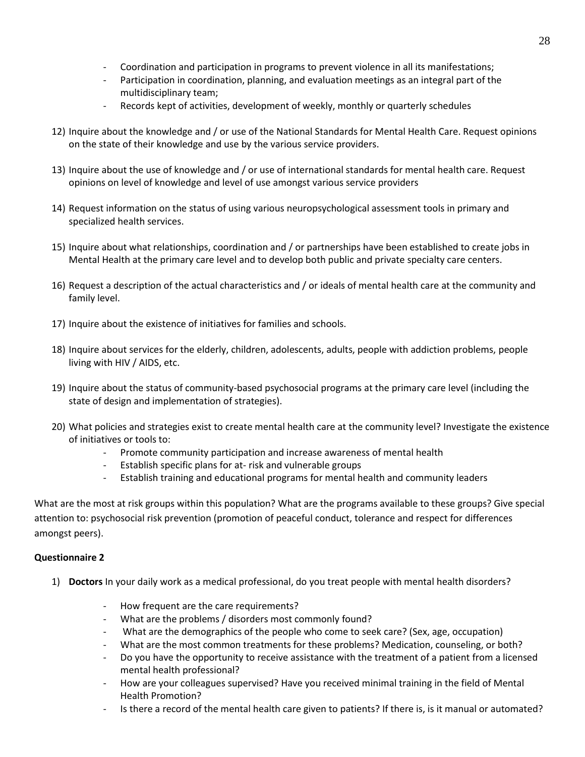- Coordination and participation in programs to prevent violence in all its manifestations;
- Participation in coordination, planning, and evaluation meetings as an integral part of the multidisciplinary team;
- Records kept of activities, development of weekly, monthly or quarterly schedules

12) Inquire about the knowledge and / or use of the National Standards for Mental Health Care. Request opinions on the state of their knowledge and use by the various service providers.

13) Inquire about the use of knowledge and / or use of international standards for mental health care. Request opinions on level of knowledge and level of use amongst various service providers

14) Request information on the status of using various neuropsychological assessment tools in primary and specialized health services.

15) Inquire about what relationships, coordination and / or partnerships have been established to create jobs in Mental Health at the primary care level and to develop both public and private specialty care centers.

16) Request a description of the actual characteristics and / or ideals of mental health care at the community and family level.

17) Inquire about the existence of initiatives for families and schools.

18) Inquire about services for the elderly, children, adolescents, adults, people with addiction problems, people living with HIV / AIDS, etc.

19) Inquire about the status of community-based psychosocial programs at the primary care level (including the state of design and implementation of strategies).

20) What policies and strategies exist to create mental health care at the community level? Investigate the existence of initiatives or tools to:
    - Promote community participation and increase awareness of mental health
    - Establish specific plans for at- risk and vulnerable groups
    - Establish training and educational programs for mental health and community leaders

What are the most at risk groups within this population? What are the programs available to these groups? Give special attention to: psychosocial risk prevention (promotion of peaceful conduct, tolerance and respect for differences amongst peers).

**Questionnaire 2**

1) **Doctors** In your daily work as a medical professional, do you treat people with mental health disorders?
    - How frequent are the care requirements?
    - What are the problems / disorders most commonly found?
    - What are the demographics of the people who come to seek care? (Sex, age, occupation)
    - What are the most common treatments for these problems? Medication, counseling, or both?
    - Do you have the opportunity to receive assistance with the treatment of a patient from a licensed mental health professional?
    - How are your colleagues supervised? Have you received minimal training in the field of Mental Health Promotion?
    - Is there a record of the mental health care given to patients? If there is, is it manual or automated?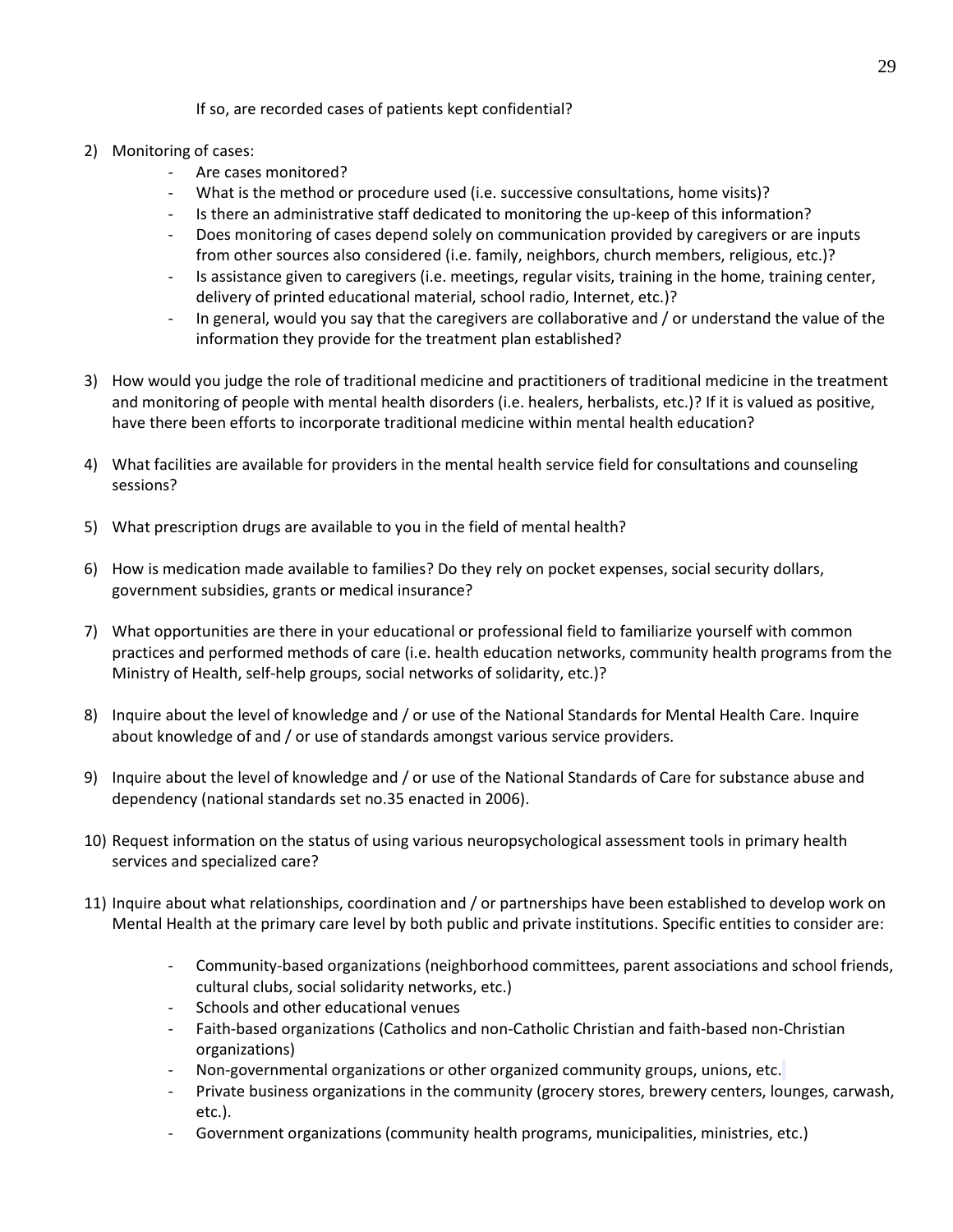If so, are recorded cases of patients kept confidential?

2) Monitoring of cases:
   - Are cases monitored?
   - What is the method or procedure used (i.e. successive consultations, home visits)?
   - Is there an administrative staff dedicated to monitoring the up-keep of this information?
   - Does monitoring of cases depend solely on communication provided by caregivers or are inputs from other sources also considered (i.e. family, neighbors, church members, religious, etc.)?
   - Is assistance given to caregivers (i.e. meetings, regular visits, training in the home, training center, delivery of printed educational material, school radio, Internet, etc.)?
   - In general, would you say that the caregivers are collaborative and / or understand the value of the information they provide for the treatment plan established?

3) How would you judge the role of traditional medicine and practitioners of traditional medicine in the treatment and monitoring of people with mental health disorders (i.e. healers, herbalists, etc.)? If it is valued as positive, have there been efforts to incorporate traditional medicine within mental health education?

4) What facilities are available for providers in the mental health service field for consultations and counseling sessions?

5) What prescription drugs are available to you in the field of mental health?

6) How is medication made available to families? Do they rely on pocket expenses, social security dollars, government subsidies, grants or medical insurance?

7) What opportunities are there in your educational or professional field to familiarize yourself with common practices and performed methods of care (i.e. health education networks, community health programs from the Ministry of Health, self-help groups, social networks of solidarity, etc.)?

8) Inquire about the level of knowledge and / or use of the National Standards for Mental Health Care. Inquire about knowledge of and / or use of standards amongst various service providers.

9) Inquire about the level of knowledge and / or use of the National Standards of Care for substance abuse and dependency (national standards set no.35 enacted in 2006).

10) Request information on the status of using various neuropsychological assessment tools in primary health services and specialized care?

11) Inquire about what relationships, coordination and / or partnerships have been established to develop work on Mental Health at the primary care level by both public and private institutions. Specific entities to consider are:

    - Community-based organizations (neighborhood committees, parent associations and school friends, cultural clubs, social solidarity networks, etc.)
    - Schools and other educational venues
    - Faith-based organizations (Catholics and non-Catholic Christian and faith-based non-Christian organizations)
    - Non-governmental organizations or other organized community groups, unions, etc.
    - Private business organizations in the community (grocery stores, brewery centers, lounges, carwash, etc.).
    - Government organizations (community health programs, municipalities, ministries, etc.)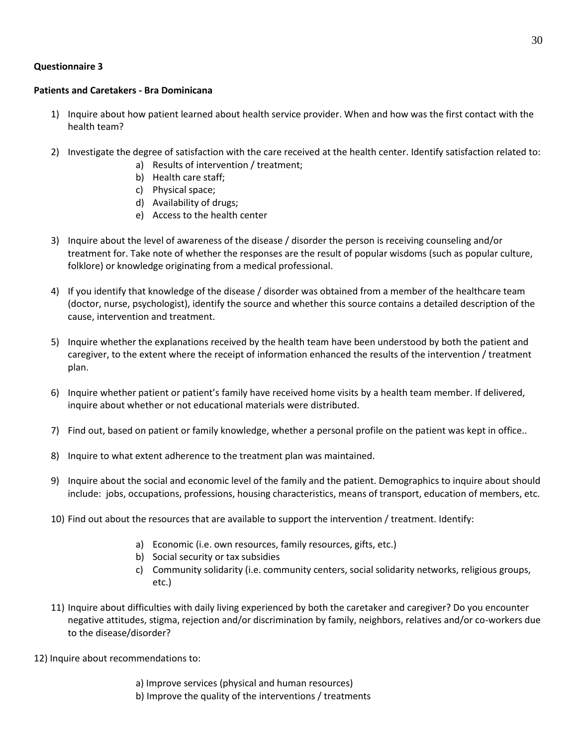**Questionnaire 3**

**Patients and Caretakers - Bra Dominicana**

1) Inquire about how patient learned about health service provider. When and how was the first contact with the health team?

2) Investigate the degree of satisfaction with the care received at the health center. Identify satisfaction related to:
   a) Results of intervention / treatment;
   b) Health care staff;
   c) Physical space;
   d) Availability of drugs;
   e) Access to the health center

3) Inquire about the level of awareness of the disease / disorder the person is receiving counseling and/or treatment for. Take note of whether the responses are the result of popular wisdoms (such as popular culture, folklore) or knowledge originating from a medical professional.

4) If you identify that knowledge of the disease / disorder was obtained from a member of the healthcare team (doctor, nurse, psychologist), identify the source and whether this source contains a detailed description of the cause, intervention and treatment.

5) Inquire whether the explanations received by the health team have been understood by both the patient and caregiver, to the extent where the receipt of information enhanced the results of the intervention / treatment plan.

6) Inquire whether patient or patient's family have received home visits by a health team member. If delivered, inquire about whether or not educational materials were distributed.

7) Find out, based on patient or family knowledge, whether a personal profile on the patient was kept in office..

8) Inquire to what extent adherence to the treatment plan was maintained.

9) Inquire about the social and economic level of the family and the patient. Demographics to inquire about should include: jobs, occupations, professions, housing characteristics, means of transport, education of members, etc.

10) Find out about the resources that are available to support the intervention / treatment. Identify:
    a) Economic (i.e. own resources, family resources, gifts, etc.)
    b) Social security or tax subsidies
    c) Community solidarity (i.e. community centers, social solidarity networks, religious groups, etc.)

11) Inquire about difficulties with daily living experienced by both the caretaker and caregiver? Do you encounter negative attitudes, stigma, rejection and/or discrimination by family, neighbors, relatives and/or co-workers due to the disease/disorder?

12) Inquire about recommendations to:
    a) Improve services (physical and human resources)
    b) Improve the quality of the interventions / treatments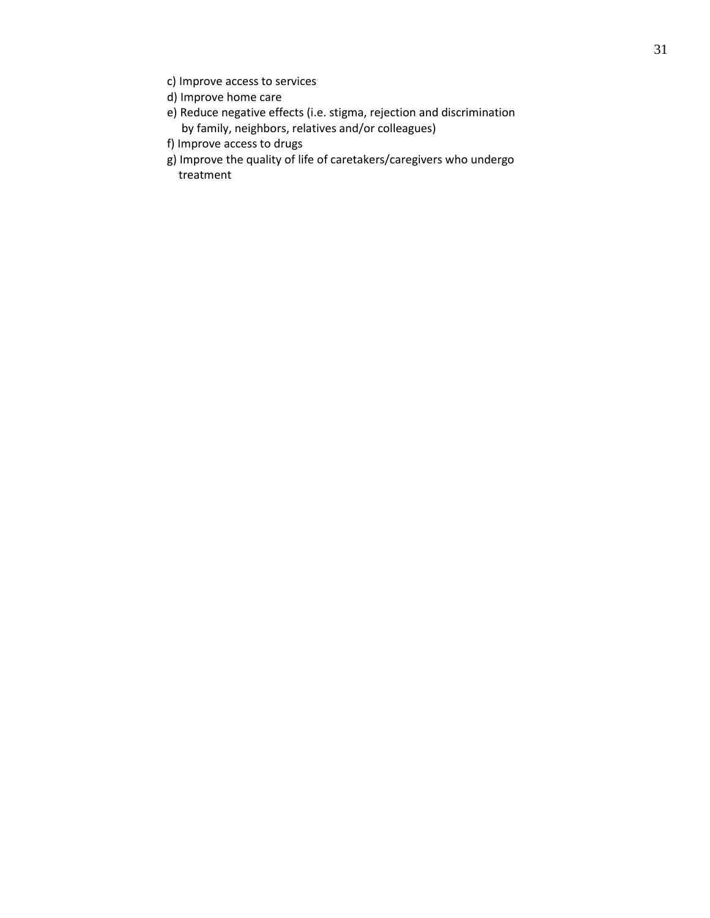c) Improve access to services

d) Improve home care

e) Reduce negative effects (i.e. stigma, rejection and discrimination by family, neighbors, relatives and/or colleagues)

f) Improve access to drugs

g) Improve the quality of life of caretakers/caregivers who undergo treatment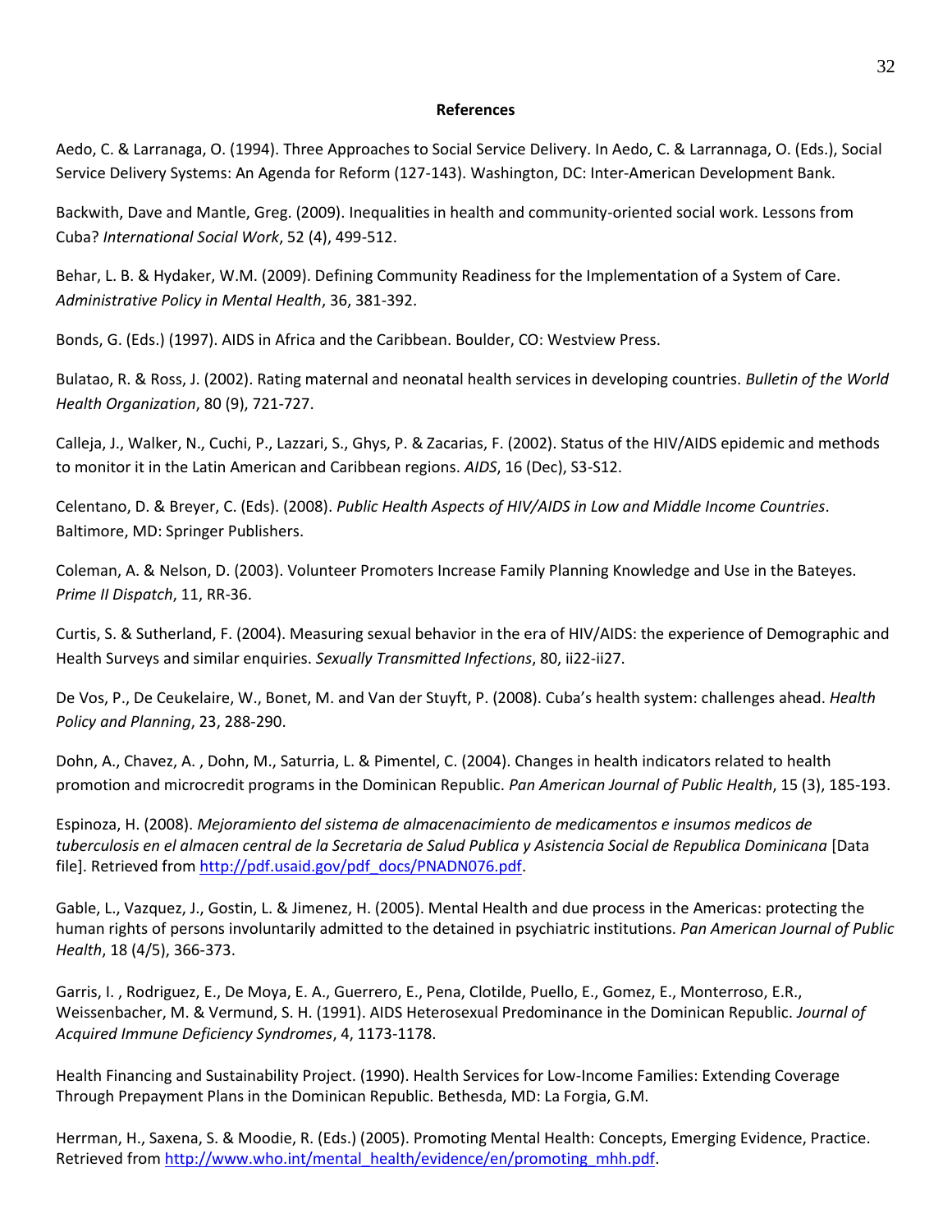**References**

Aedo, C. & Larranaga, O. (1994). Three Approaches to Social Service Delivery. In Aedo, C. & Larrannaga, O. (Eds.), Social Service Delivery Systems: An Agenda for Reform (127-143). Washington, DC: Inter-American Development Bank.

Backwith, Dave and Mantle, Greg. (2009). Inequalities in health and community-oriented social work. Lessons from Cuba? *International Social Work*, 52 (4), 499-512.

Behar, L. B. & Hydaker, W.M. (2009). Defining Community Readiness for the Implementation of a System of Care. *Administrative Policy in Mental Health*, 36, 381-392.

Bonds, G. (Eds.) (1997). AIDS in Africa and the Caribbean. Boulder, CO: Westview Press.

Bulatao, R. & Ross, J. (2002). Rating maternal and neonatal health services in developing countries. *Bulletin of the World Health Organization*, 80 (9), 721-727.

Calleja, J., Walker, N., Cuchi, P., Lazzari, S., Ghys, P. & Zacarias, F. (2002). Status of the HIV/AIDS epidemic and methods to monitor it in the Latin American and Caribbean regions. *AIDS*, 16 (Dec), S3-S12.

Celentano, D. & Breyer, C. (Eds). (2008). *Public Health Aspects of HIV/AIDS in Low and Middle Income Countries*. Baltimore, MD: Springer Publishers.

Coleman, A. & Nelson, D. (2003). Volunteer Promoters Increase Family Planning Knowledge and Use in the Bateyes. *Prime II Dispatch*, 11, RR-36.

Curtis, S. & Sutherland, F. (2004). Measuring sexual behavior in the era of HIV/AIDS: the experience of Demographic and Health Surveys and similar enquiries. *Sexually Transmitted Infections*, 80, ii22-ii27.

De Vos, P., De Ceukelaire, W., Bonet, M. and Van der Stuyft, P. (2008). Cuba's health system: challenges ahead. *Health Policy and Planning*, 23, 288-290.

Dohn, A., Chavez, A. , Dohn, M., Saturria, L. & Pimentel, C. (2004). Changes in health indicators related to health promotion and microcredit programs in the Dominican Republic. *Pan American Journal of Public Health*, 15 (3), 185-193.

Espinoza, H. (2008). *Mejoramiento del sistema de almacenacimiento de medicamentos e insumos medicos de tuberculosis en el almacen central de la Secretaria de Salud Publica y Asistencia Social de Republica Dominicana* [Data file]. Retrieved from http://pdf.usaid.gov/pdf_docs/PNADN076.pdf.

Gable, L., Vazquez, J., Gostin, L. & Jimenez, H. (2005). Mental Health and due process in the Americas: protecting the human rights of persons involuntarily admitted to the detained in psychiatric institutions. *Pan American Journal of Public Health*, 18 (4/5), 366-373.

Garris, I. , Rodriguez, E., De Moya, E. A., Guerrero, E., Pena, Clotilde, Puello, E., Gomez, E., Monterroso, E.R., Weissenbacher, M. & Vermund, S. H. (1991). AIDS Heterosexual Predominance in the Dominican Republic. *Journal of Acquired Immune Deficiency Syndromes*, 4, 1173-1178.

Health Financing and Sustainability Project. (1990). Health Services for Low-Income Families: Extending Coverage Through Prepayment Plans in the Dominican Republic. Bethesda, MD: La Forgia, G.M.

Herrman, H., Saxena, S. & Moodie, R. (Eds.) (2005). Promoting Mental Health: Concepts, Emerging Evidence, Practice. Retrieved from http://www.who.int/mental_health/evidence/en/promoting_mhh.pdf.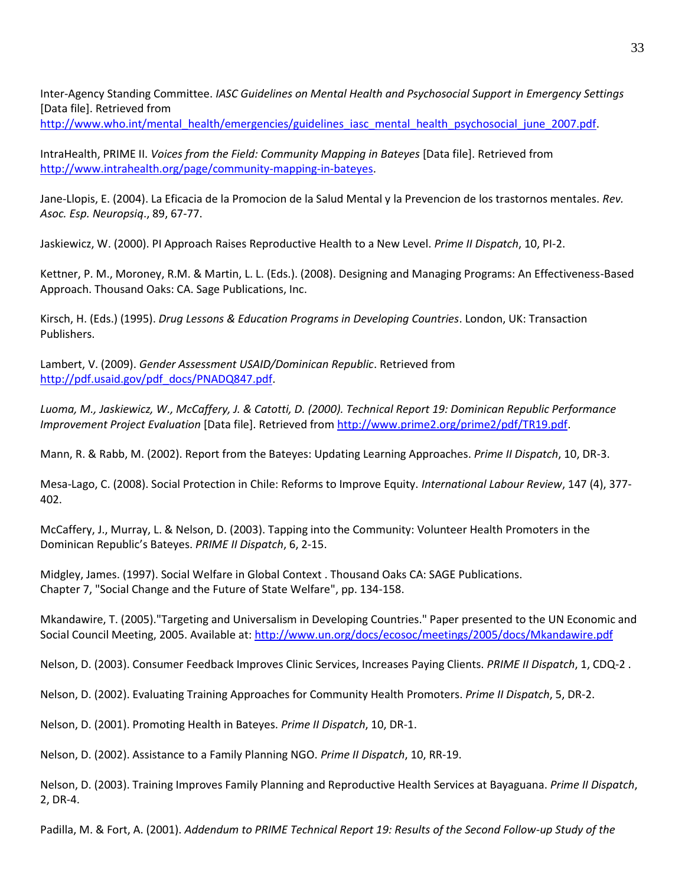Inter-Agency Standing Committee. *IASC Guidelines on Mental Health and Psychosocial Support in Emergency Settings* [Data file]. Retrieved from http://www.who.int/mental_health/emergencies/guidelines_iasc_mental_health_psychosocial_june_2007.pdf.

IntraHealth, PRIME II. *Voices from the Field: Community Mapping in Bateyes* [Data file]. Retrieved from http://www.intrahealth.org/page/community-mapping-in-bateyes.

Jane-Llopis, E. (2004). La Eficacia de la Promocion de la Salud Mental y la Prevencion de los trastornos mentales. *Rev. Asoc. Esp. Neuropsiq*., 89, 67-77.

Jaskiewicz, W. (2000). PI Approach Raises Reproductive Health to a New Level. *Prime II Dispatch*, 10, PI-2.

Kettner, P. M., Moroney, R.M. & Martin, L. L. (Eds.). (2008). Designing and Managing Programs: An Effectiveness-Based Approach. Thousand Oaks: CA. Sage Publications, Inc.

Kirsch, H. (Eds.) (1995). *Drug Lessons & Education Programs in Developing Countries*. London, UK: Transaction Publishers.

Lambert, V. (2009). *Gender Assessment USAID/Dominican Republic*. Retrieved from http://pdf.usaid.gov/pdf_docs/PNADQ847.pdf.

*Luoma, M., Jaskiewicz, W., McCaffery, J. & Catotti, D. (2000). Technical Report 19: Dominican Republic Performance Improvement Project Evaluation* [Data file]. Retrieved from http://www.prime2.org/prime2/pdf/TR19.pdf.

Mann, R. & Rabb, M. (2002). Report from the Bateyes: Updating Learning Approaches. *Prime II Dispatch*, 10, DR-3.

Mesa-Lago, C. (2008). Social Protection in Chile: Reforms to Improve Equity. *International Labour Review*, 147 (4), 377-402.

McCaffery, J., Murray, L. & Nelson, D. (2003). Tapping into the Community: Volunteer Health Promoters in the Dominican Republic's Bateyes. *PRIME II Dispatch*, 6, 2-15.

Midgley, James. (1997). Social Welfare in Global Context . Thousand Oaks CA: SAGE Publications. Chapter 7, "Social Change and the Future of State Welfare", pp. 134-158.

Mkandawire, T. (2005)."Targeting and Universalism in Developing Countries." Paper presented to the UN Economic and Social Council Meeting, 2005. Available at: http://www.un.org/docs/ecosoc/meetings/2005/docs/Mkandawire.pdf

Nelson, D. (2003). Consumer Feedback Improves Clinic Services, Increases Paying Clients. *PRIME II Dispatch*, 1, CDQ-2 .

Nelson, D. (2002). Evaluating Training Approaches for Community Health Promoters. *Prime II Dispatch*, 5, DR-2.

Nelson, D. (2001). Promoting Health in Bateyes. *Prime II Dispatch*, 10, DR-1.

Nelson, D. (2002). Assistance to a Family Planning NGO. *Prime II Dispatch*, 10, RR-19.

Nelson, D. (2003). Training Improves Family Planning and Reproductive Health Services at Bayaguana. *Prime II Dispatch*, 2, DR-4.

Padilla, M. & Fort, A. (2001). *Addendum to PRIME Technical Report 19: Results of the Second Follow-up Study of the*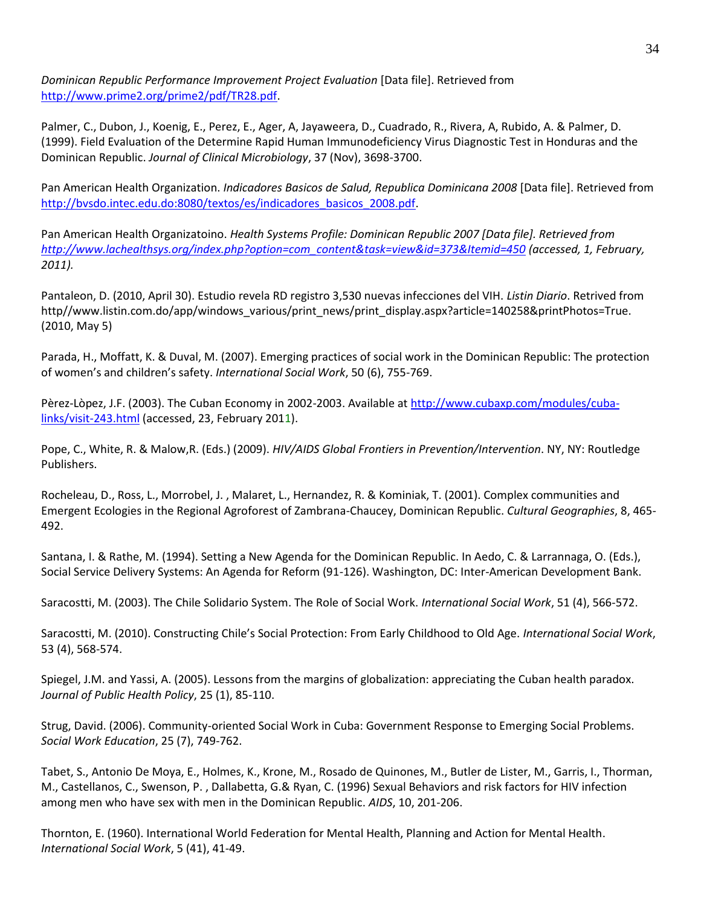*Dominican Republic Performance Improvement Project Evaluation* [Data file]. Retrieved from http://www.prime2.org/prime2/pdf/TR28.pdf.

Palmer, C., Dubon, J., Koenig, E., Perez, E., Ager, A, Jayaweera, D., Cuadrado, R., Rivera, A, Rubido, A. & Palmer, D. (1999). Field Evaluation of the Determine Rapid Human Immunodeficiency Virus Diagnostic Test in Honduras and the Dominican Republic. *Journal of Clinical Microbiology*, 37 (Nov), 3698-3700.

Pan American Health Organization. *Indicadores Basicos de Salud, Republica Dominicana 2008* [Data file]. Retrieved from http://bvsdo.intec.edu.do:8080/textos/es/indicadores_basicos_2008.pdf.

Pan American Health Organizatoino. *Health Systems Profile: Dominican Republic 2007 [Data file]. Retrieved from http://www.lachealthsys.org/index.php?option=com_content&task=view&id=373&Itemid=450 (accessed, 1, February, 2011).*

Pantaleon, D. (2010, April 30). Estudio revela RD registro 3,530 nuevas infecciones del VIH. *Listin Diario*. Retrived from http//www.listin.com.do/app/windows_various/print_news/print_display.aspx?article=140258&printPhotos=True. (2010, May 5)

Parada, H., Moffatt, K. & Duval, M. (2007). Emerging practices of social work in the Dominican Republic: The protection of women's and children's safety. *International Social Work*, 50 (6), 755-769.

Pèrez-Lòpez, J.F. (2003). The Cuban Economy in 2002-2003. Available at http://www.cubaxp.com/modules/cuba-links/visit-243.html (accessed, 23, February 2011).

Pope, C., White, R. & Malow,R. (Eds.) (2009). *HIV/AIDS Global Frontiers in Prevention/Intervention*. NY, NY: Routledge Publishers.

Rocheleau, D., Ross, L., Morrobel, J. , Malaret, L., Hernandez, R. & Kominiak, T. (2001). Complex communities and Emergent Ecologies in the Regional Agroforest of Zambrana-Chaucey, Dominican Republic. *Cultural Geographies*, 8, 465-492.

Santana, I. & Rathe, M. (1994). Setting a New Agenda for the Dominican Republic. In Aedo, C. & Larrannaga, O. (Eds.), Social Service Delivery Systems: An Agenda for Reform (91-126). Washington, DC: Inter-American Development Bank.

Saracostti, M. (2003). The Chile Solidario System. The Role of Social Work. *International Social Work*, 51 (4), 566-572.

Saracostti, M. (2010). Constructing Chile's Social Protection: From Early Childhood to Old Age. *International Social Work*, 53 (4), 568-574.

Spiegel, J.M. and Yassi, A. (2005). Lessons from the margins of globalization: appreciating the Cuban health paradox. *Journal of Public Health Policy*, 25 (1), 85-110.

Strug, David. (2006). Community-oriented Social Work in Cuba: Government Response to Emerging Social Problems. *Social Work Education*, 25 (7), 749-762.

Tabet, S., Antonio De Moya, E., Holmes, K., Krone, M., Rosado de Quinones, M., Butler de Lister, M., Garris, I., Thorman, M., Castellanos, C., Swenson, P. , Dallabetta, G.& Ryan, C. (1996) Sexual Behaviors and risk factors for HIV infection among men who have sex with men in the Dominican Republic. *AIDS*, 10, 201-206.

Thornton, E. (1960). International World Federation for Mental Health, Planning and Action for Mental Health. *International Social Work*, 5 (41), 41-49.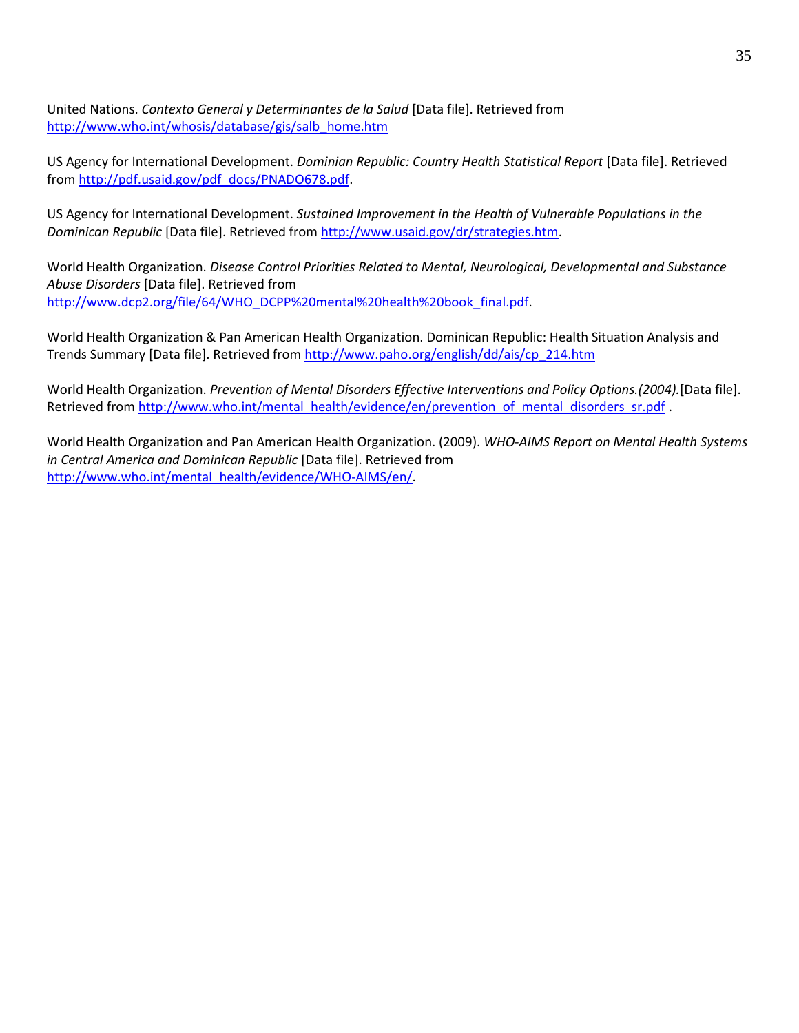United Nations. *Contexto General y Determinantes de la Salud* [Data file]. Retrieved from http://www.who.int/whosis/database/gis/salb_home.htm

US Agency for International Development. *Dominian Republic: Country Health Statistical Report* [Data file]. Retrieved from http://pdf.usaid.gov/pdf_docs/PNADO678.pdf.

US Agency for International Development. *Sustained Improvement in the Health of Vulnerable Populations in the Dominican Republic* [Data file]. Retrieved from http://www.usaid.gov/dr/strategies.htm.

World Health Organization. *Disease Control Priorities Related to Mental, Neurological, Developmental and Substance Abuse Disorders* [Data file]. Retrieved from http://www.dcp2.org/file/64/WHO_DCPP%20mental%20health%20book_final.pdf.

World Health Organization & Pan American Health Organization. Dominican Republic: Health Situation Analysis and Trends Summary [Data file]. Retrieved from http://www.paho.org/english/dd/ais/cp_214.htm

World Health Organization. *Prevention of Mental Disorders Effective Interventions and Policy Options.(2004).* [Data file]. Retrieved from http://www.who.int/mental_health/evidence/en/prevention_of_mental_disorders_sr.pdf .

World Health Organization and Pan American Health Organization. (2009). *WHO-AIMS Report on Mental Health Systems in Central America and Dominican Republic* [Data file]. Retrieved from http://www.who.int/mental_health/evidence/WHO-AIMS/en/.